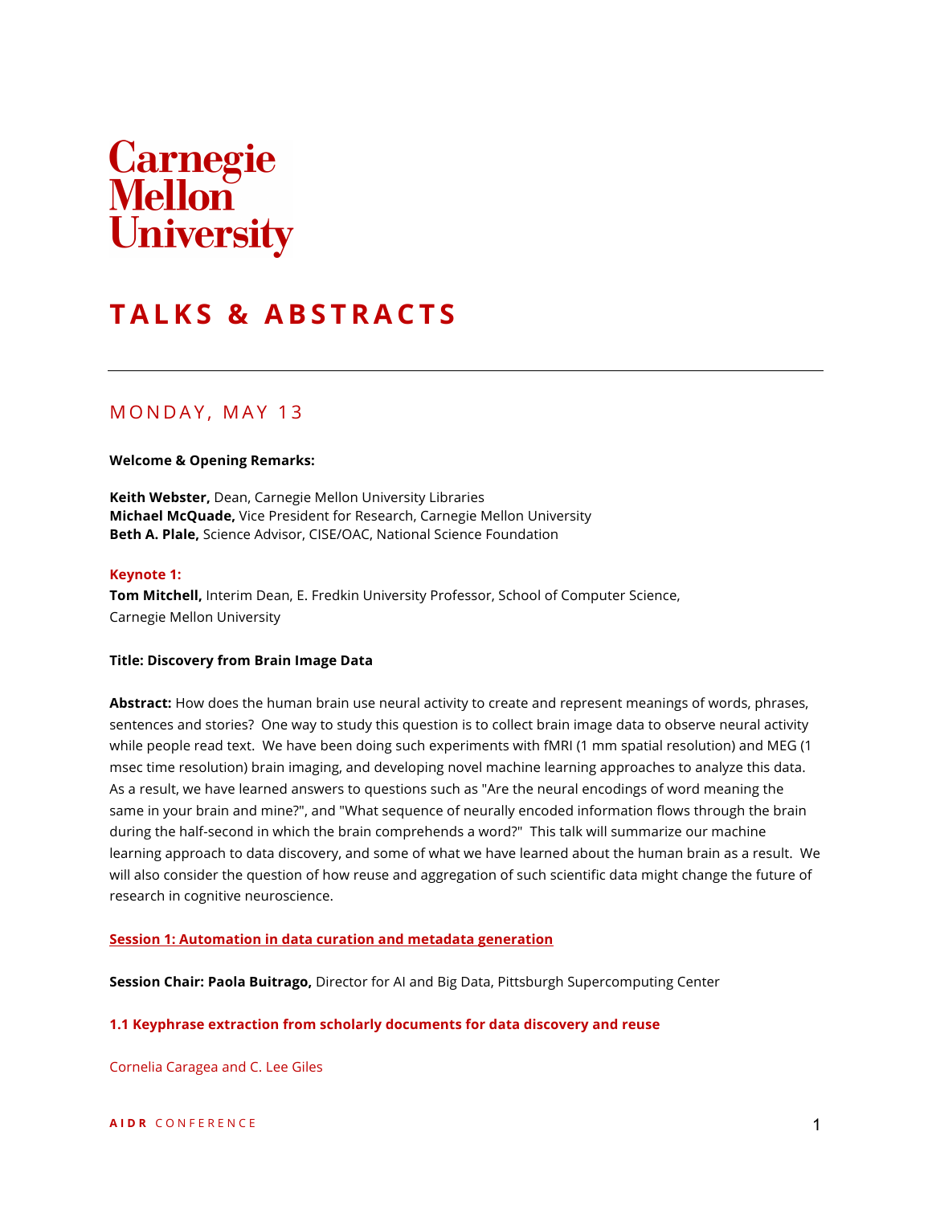Carnegie Mellon University

# TALKS & ABSTRACTS

## MONDAY, MAY 13

**Welcome & Opening Remarks:**

**Keith Webster,** Dean, Carnegie Mellon University Libraries
**Michael McQuade,** Vice President for Research, Carnegie Mellon University
**Beth A. Plale,** Science Advisor, CISE/OAC, National Science Foundation

**Keynote 1:**
**Tom Mitchell,** Interim Dean, E. Fredkin University Professor, School of Computer Science, Carnegie Mellon University

**Title: Discovery from Brain Image Data**

**Abstract:** How does the human brain use neural activity to create and represent meanings of words, phrases, sentences and stories? One way to study this question is to collect brain image data to observe neural activity while people read text. We have been doing such experiments with fMRI (1 mm spatial resolution) and MEG (1 msec time resolution) brain imaging, and developing novel machine learning approaches to analyze this data. As a result, we have learned answers to questions such as "Are the neural encodings of word meaning the same in your brain and mine?", and "What sequence of neurally encoded information flows through the brain during the half-second in which the brain comprehends a word?" This talk will summarize our machine learning approach to data discovery, and some of what we have learned about the human brain as a result. We will also consider the question of how reuse and aggregation of such scientific data might change the future of research in cognitive neuroscience.

### Session 1: Automation in data curation and metadata generation

**Session Chair: Paola Buitrago,** Director for AI and Big Data, Pittsburgh Supercomputing Center

#### 1.1 Keyphrase extraction from scholarly documents for data discovery and reuse

Cornelia Caragea and C. Lee Giles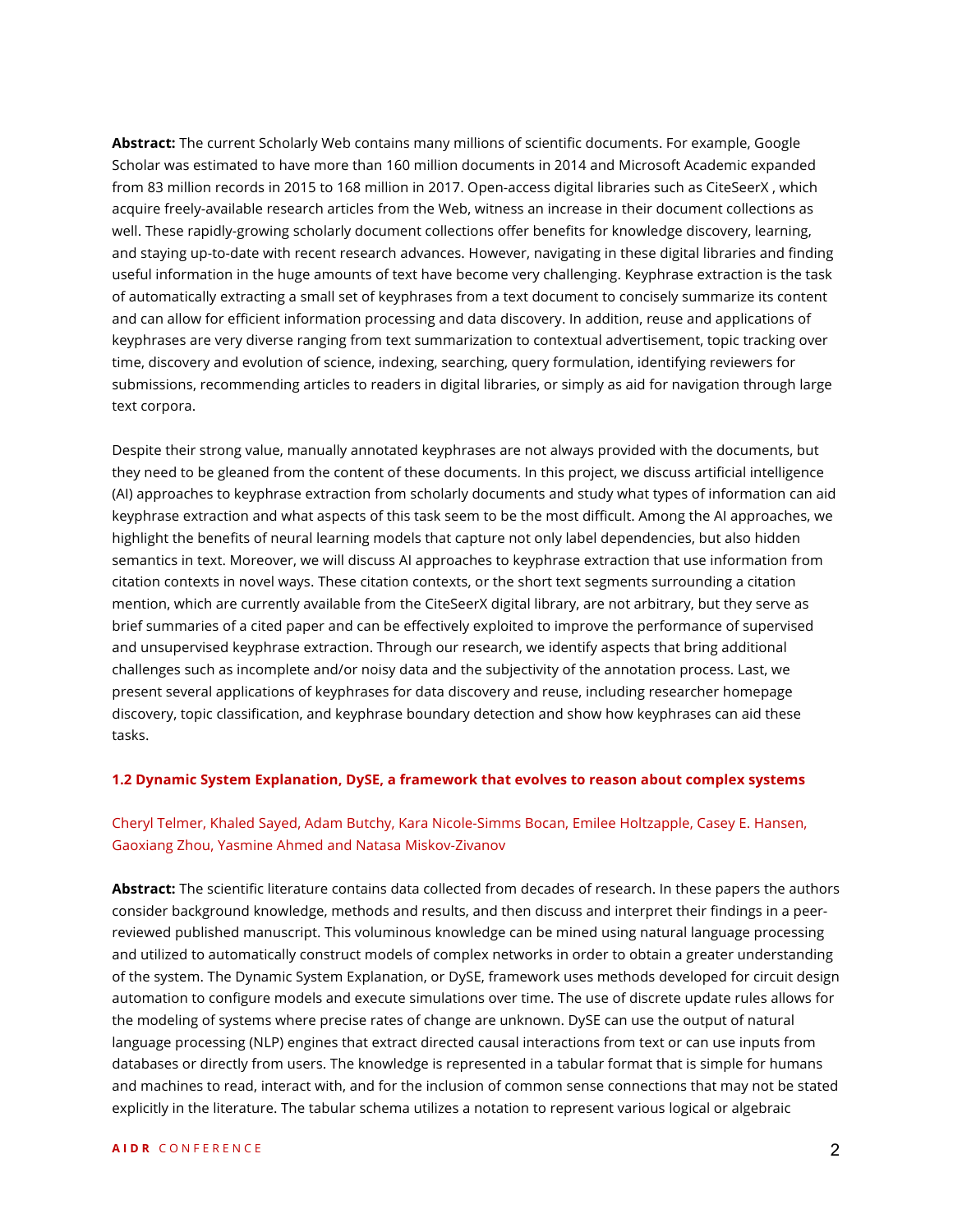**Abstract:** The current Scholarly Web contains many millions of scientific documents. For example, Google Scholar was estimated to have more than 160 million documents in 2014 and Microsoft Academic expanded from 83 million records in 2015 to 168 million in 2017. Open-access digital libraries such as CiteSeerX , which acquire freely-available research articles from the Web, witness an increase in their document collections as well. These rapidly-growing scholarly document collections offer benefits for knowledge discovery, learning, and staying up-to-date with recent research advances. However, navigating in these digital libraries and finding useful information in the huge amounts of text have become very challenging. Keyphrase extraction is the task of automatically extracting a small set of keyphrases from a text document to concisely summarize its content and can allow for efficient information processing and data discovery. In addition, reuse and applications of keyphrases are very diverse ranging from text summarization to contextual advertisement, topic tracking over time, discovery and evolution of science, indexing, searching, query formulation, identifying reviewers for submissions, recommending articles to readers in digital libraries, or simply as aid for navigation through large text corpora.

Despite their strong value, manually annotated keyphrases are not always provided with the documents, but they need to be gleaned from the content of these documents. In this project, we discuss artificial intelligence (AI) approaches to keyphrase extraction from scholarly documents and study what types of information can aid keyphrase extraction and what aspects of this task seem to be the most difficult. Among the AI approaches, we highlight the benefits of neural learning models that capture not only label dependencies, but also hidden semantics in text. Moreover, we will discuss AI approaches to keyphrase extraction that use information from citation contexts in novel ways. These citation contexts, or the short text segments surrounding a citation mention, which are currently available from the CiteSeerX digital library, are not arbitrary, but they serve as brief summaries of a cited paper and can be effectively exploited to improve the performance of supervised and unsupervised keyphrase extraction. Through our research, we identify aspects that bring additional challenges such as incomplete and/or noisy data and the subjectivity of the annotation process. Last, we present several applications of keyphrases for data discovery and reuse, including researcher homepage discovery, topic classification, and keyphrase boundary detection and show how keyphrases can aid these tasks.

### 1.2 Dynamic System Explanation, DySE, a framework that evolves to reason about complex systems

Cheryl Telmer, Khaled Sayed, Adam Butchy, Kara Nicole-Simms Bocan, Emilee Holtzapple, Casey E. Hansen, Gaoxiang Zhou, Yasmine Ahmed and Natasa Miskov-Zivanov

**Abstract:** The scientific literature contains data collected from decades of research. In these papers the authors consider background knowledge, methods and results, and then discuss and interpret their findings in a peer-reviewed published manuscript. This voluminous knowledge can be mined using natural language processing and utilized to automatically construct models of complex networks in order to obtain a greater understanding of the system. The Dynamic System Explanation, or DySE, framework uses methods developed for circuit design automation to configure models and execute simulations over time. The use of discrete update rules allows for the modeling of systems where precise rates of change are unknown. DySE can use the output of natural language processing (NLP) engines that extract directed causal interactions from text or can use inputs from databases or directly from users. The knowledge is represented in a tabular format that is simple for humans and machines to read, interact with, and for the inclusion of common sense connections that may not be stated explicitly in the literature. The tabular schema utilizes a notation to represent various logical or algebraic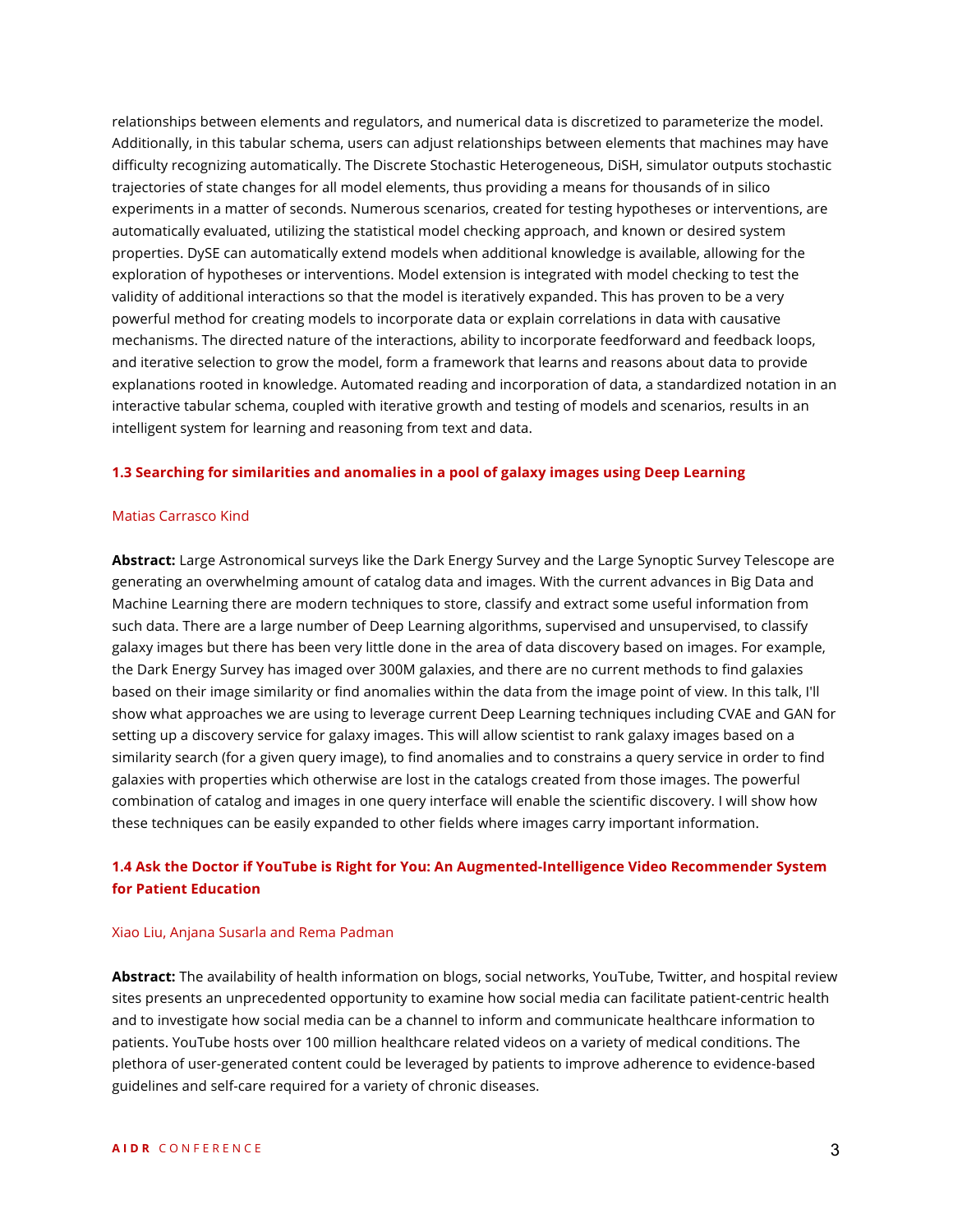relationships between elements and regulators, and numerical data is discretized to parameterize the model. Additionally, in this tabular schema, users can adjust relationships between elements that machines may have difficulty recognizing automatically. The Discrete Stochastic Heterogeneous, DiSH, simulator outputs stochastic trajectories of state changes for all model elements, thus providing a means for thousands of in silico experiments in a matter of seconds. Numerous scenarios, created for testing hypotheses or interventions, are automatically evaluated, utilizing the statistical model checking approach, and known or desired system properties. DySE can automatically extend models when additional knowledge is available, allowing for the exploration of hypotheses or interventions. Model extension is integrated with model checking to test the validity of additional interactions so that the model is iteratively expanded. This has proven to be a very powerful method for creating models to incorporate data or explain correlations in data with causative mechanisms. The directed nature of the interactions, ability to incorporate feedforward and feedback loops, and iterative selection to grow the model, form a framework that learns and reasons about data to provide explanations rooted in knowledge. Automated reading and incorporation of data, a standardized notation in an interactive tabular schema, coupled with iterative growth and testing of models and scenarios, results in an intelligent system for learning and reasoning from text and data.

### 1.3 Searching for similarities and anomalies in a pool of galaxy images using Deep Learning

Matias Carrasco Kind

**Abstract:** Large Astronomical surveys like the Dark Energy Survey and the Large Synoptic Survey Telescope are generating an overwhelming amount of catalog data and images. With the current advances in Big Data and Machine Learning there are modern techniques to store, classify and extract some useful information from such data. There are a large number of Deep Learning algorithms, supervised and unsupervised, to classify galaxy images but there has been very little done in the area of data discovery based on images. For example, the Dark Energy Survey has imaged over 300M galaxies, and there are no current methods to find galaxies based on their image similarity or find anomalies within the data from the image point of view. In this talk, I'll show what approaches we are using to leverage current Deep Learning techniques including CVAE and GAN for setting up a discovery service for galaxy images. This will allow scientist to rank galaxy images based on a similarity search (for a given query image), to find anomalies and to constrains a query service in order to find galaxies with properties which otherwise are lost in the catalogs created from those images. The powerful combination of catalog and images in one query interface will enable the scientific discovery. I will show how these techniques can be easily expanded to other fields where images carry important information.

### 1.4 Ask the Doctor if YouTube is Right for You: An Augmented-Intelligence Video Recommender System for Patient Education

Xiao Liu, Anjana Susarla and Rema Padman

**Abstract:** The availability of health information on blogs, social networks, YouTube, Twitter, and hospital review sites presents an unprecedented opportunity to examine how social media can facilitate patient-centric health and to investigate how social media can be a channel to inform and communicate healthcare information to patients. YouTube hosts over 100 million healthcare related videos on a variety of medical conditions. The plethora of user-generated content could be leveraged by patients to improve adherence to evidence-based guidelines and self-care required for a variety of chronic diseases.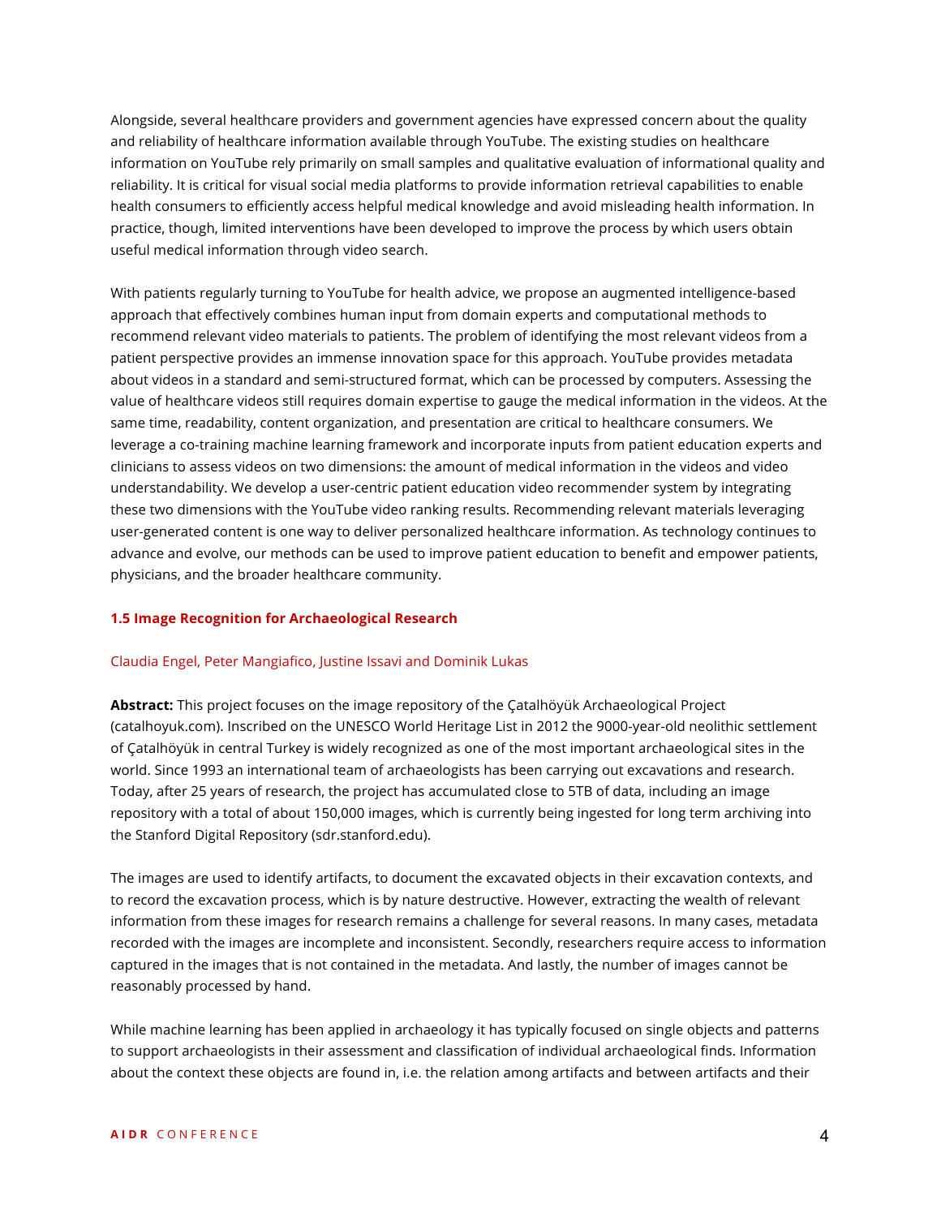Alongside, several healthcare providers and government agencies have expressed concern about the quality and reliability of healthcare information available through YouTube. The existing studies on healthcare information on YouTube rely primarily on small samples and qualitative evaluation of informational quality and reliability. It is critical for visual social media platforms to provide information retrieval capabilities to enable health consumers to efficiently access helpful medical knowledge and avoid misleading health information. In practice, though, limited interventions have been developed to improve the process by which users obtain useful medical information through video search.

With patients regularly turning to YouTube for health advice, we propose an augmented intelligence-based approach that effectively combines human input from domain experts and computational methods to recommend relevant video materials to patients. The problem of identifying the most relevant videos from a patient perspective provides an immense innovation space for this approach. YouTube provides metadata about videos in a standard and semi-structured format, which can be processed by computers. Assessing the value of healthcare videos still requires domain expertise to gauge the medical information in the videos. At the same time, readability, content organization, and presentation are critical to healthcare consumers. We leverage a co-training machine learning framework and incorporate inputs from patient education experts and clinicians to assess videos on two dimensions: the amount of medical information in the videos and video understandability. We develop a user-centric patient education video recommender system by integrating these two dimensions with the YouTube video ranking results. Recommending relevant materials leveraging user-generated content is one way to deliver personalized healthcare information. As technology continues to advance and evolve, our methods can be used to improve patient education to benefit and empower patients, physicians, and the broader healthcare community.

### 1.5 Image Recognition for Archaeological Research

Claudia Engel, Peter Mangiafico, Justine Issavi and Dominik Lukas

**Abstract:** This project focuses on the image repository of the Çatalhöyük Archaeological Project (catalhoyuk.com). Inscribed on the UNESCO World Heritage List in 2012 the 9000-year-old neolithic settlement of Çatalhöyük in central Turkey is widely recognized as one of the most important archaeological sites in the world. Since 1993 an international team of archaeologists has been carrying out excavations and research. Today, after 25 years of research, the project has accumulated close to 5TB of data, including an image repository with a total of about 150,000 images, which is currently being ingested for long term archiving into the Stanford Digital Repository (sdr.stanford.edu).

The images are used to identify artifacts, to document the excavated objects in their excavation contexts, and to record the excavation process, which is by nature destructive. However, extracting the wealth of relevant information from these images for research remains a challenge for several reasons. In many cases, metadata recorded with the images are incomplete and inconsistent. Secondly, researchers require access to information captured in the images that is not contained in the metadata. And lastly, the number of images cannot be reasonably processed by hand.

While machine learning has been applied in archaeology it has typically focused on single objects and patterns to support archaeologists in their assessment and classification of individual archaeological finds. Information about the context these objects are found in, i.e. the relation among artifacts and between artifacts and their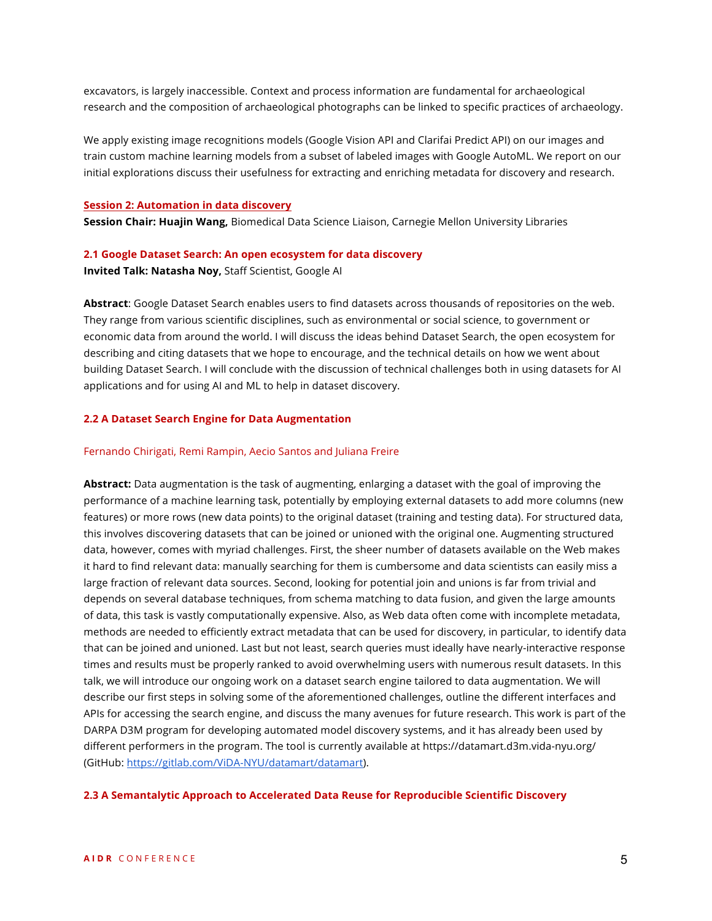excavators, is largely inaccessible. Context and process information are fundamental for archaeological research and the composition of archaeological photographs can be linked to specific practices of archaeology.

We apply existing image recognitions models (Google Vision API and Clarifai Predict API) on our images and train custom machine learning models from a subset of labeled images with Google AutoML. We report on our initial explorations discuss their usefulness for extracting and enriching metadata for discovery and research.

## Session 2: Automation in data discovery

**Session Chair: Huajin Wang,** Biomedical Data Science Liaison, Carnegie Mellon University Libraries

### 2.1 Google Dataset Search: An open ecosystem for data discovery

**Invited Talk: Natasha Noy,** Staff Scientist, Google AI

**Abstract**: Google Dataset Search enables users to find datasets across thousands of repositories on the web. They range from various scientific disciplines, such as environmental or social science, to government or economic data from around the world. I will discuss the ideas behind Dataset Search, the open ecosystem for describing and citing datasets that we hope to encourage, and the technical details on how we went about building Dataset Search. I will conclude with the discussion of technical challenges both in using datasets for AI applications and for using AI and ML to help in dataset discovery.

### 2.2 A Dataset Search Engine for Data Augmentation

Fernando Chirigati, Remi Rampin, Aecio Santos and Juliana Freire

**Abstract:** Data augmentation is the task of augmenting, enlarging a dataset with the goal of improving the performance of a machine learning task, potentially by employing external datasets to add more columns (new features) or more rows (new data points) to the original dataset (training and testing data). For structured data, this involves discovering datasets that can be joined or unioned with the original one. Augmenting structured data, however, comes with myriad challenges. First, the sheer number of datasets available on the Web makes it hard to find relevant data: manually searching for them is cumbersome and data scientists can easily miss a large fraction of relevant data sources. Second, looking for potential join and unions is far from trivial and depends on several database techniques, from schema matching to data fusion, and given the large amounts of data, this task is vastly computationally expensive. Also, as Web data often come with incomplete metadata, methods are needed to efficiently extract metadata that can be used for discovery, in particular, to identify data that can be joined and unioned. Last but not least, search queries must ideally have nearly-interactive response times and results must be properly ranked to avoid overwhelming users with numerous result datasets. In this talk, we will introduce our ongoing work on a dataset search engine tailored to data augmentation. We will describe our first steps in solving some of the aforementioned challenges, outline the different interfaces and APIs for accessing the search engine, and discuss the many avenues for future research. This work is part of the DARPA D3M program for developing automated model discovery systems, and it has already been used by different performers in the program. The tool is currently available at https://datamart.d3m.vida-nyu.org/ (GitHub: [https://gitlab.com/ViDA-NYU/datamart/datamart](https://gitlab.com/ViDA-NYU/datamart/datamart)).

### 2.3 A Semantalytic Approach to Accelerated Data Reuse for Reproducible Scientific Discovery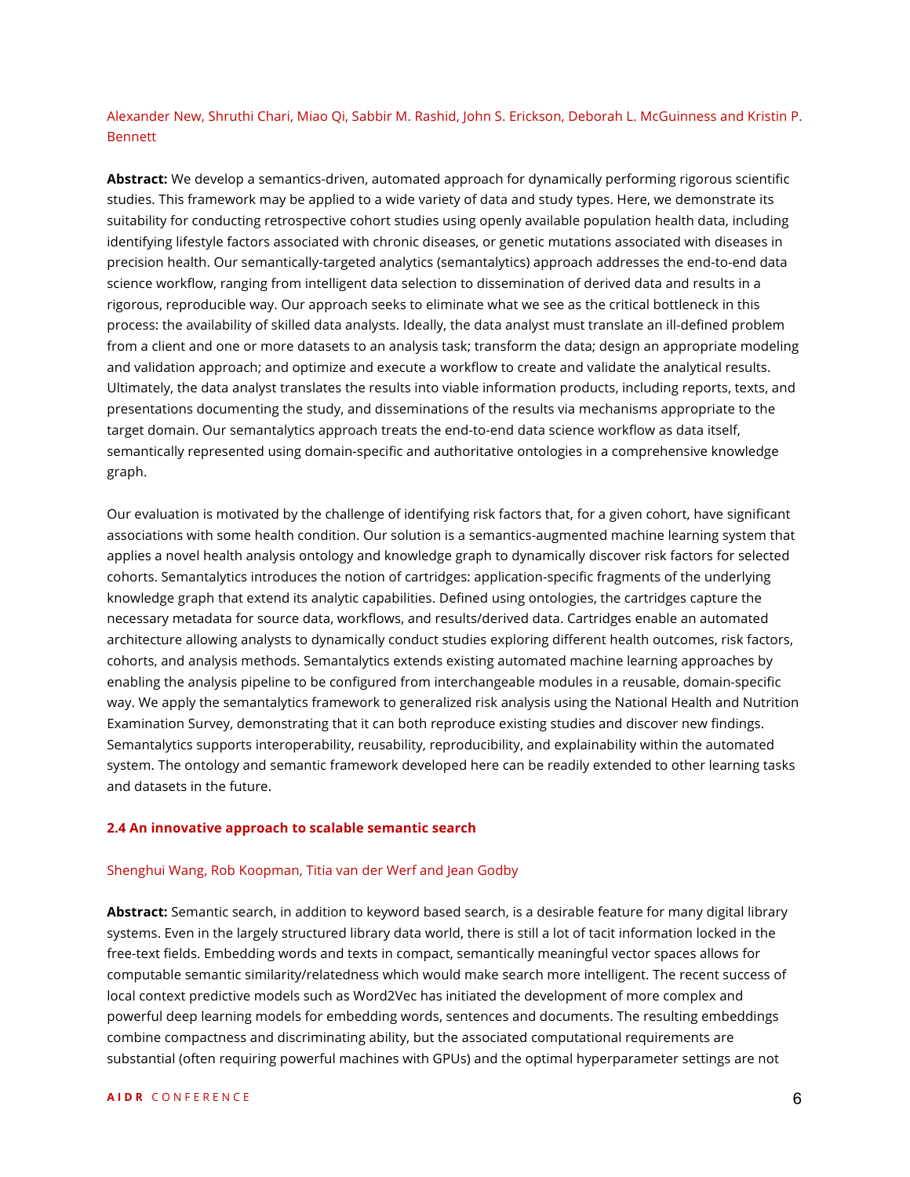Alexander New, Shruthi Chari, Miao Qi, Sabbir M. Rashid, John S. Erickson, Deborah L. McGuinness and Kristin P. Bennett

**Abstract:** We develop a semantics-driven, automated approach for dynamically performing rigorous scientific studies. This framework may be applied to a wide variety of data and study types. Here, we demonstrate its suitability for conducting retrospective cohort studies using openly available population health data, including identifying lifestyle factors associated with chronic diseases, or genetic mutations associated with diseases in precision health. Our semantically-targeted analytics (semantalytics) approach addresses the end-to-end data science workflow, ranging from intelligent data selection to dissemination of derived data and results in a rigorous, reproducible way. Our approach seeks to eliminate what we see as the critical bottleneck in this process: the availability of skilled data analysts. Ideally, the data analyst must translate an ill-defined problem from a client and one or more datasets to an analysis task; transform the data; design an appropriate modeling and validation approach; and optimize and execute a workflow to create and validate the analytical results. Ultimately, the data analyst translates the results into viable information products, including reports, texts, and presentations documenting the study, and disseminations of the results via mechanisms appropriate to the target domain. Our semantalytics approach treats the end-to-end data science workflow as data itself, semantically represented using domain-specific and authoritative ontologies in a comprehensive knowledge graph.

Our evaluation is motivated by the challenge of identifying risk factors that, for a given cohort, have significant associations with some health condition. Our solution is a semantics-augmented machine learning system that applies a novel health analysis ontology and knowledge graph to dynamically discover risk factors for selected cohorts. Semantalytics introduces the notion of cartridges: application-specific fragments of the underlying knowledge graph that extend its analytic capabilities. Defined using ontologies, the cartridges capture the necessary metadata for source data, workflows, and results/derived data. Cartridges enable an automated architecture allowing analysts to dynamically conduct studies exploring different health outcomes, risk factors, cohorts, and analysis methods. Semantalytics extends existing automated machine learning approaches by enabling the analysis pipeline to be configured from interchangeable modules in a reusable, domain-specific way. We apply the semantalytics framework to generalized risk analysis using the National Health and Nutrition Examination Survey, demonstrating that it can both reproduce existing studies and discover new findings. Semantalytics supports interoperability, reusability, reproducibility, and explainability within the automated system. The ontology and semantic framework developed here can be readily extended to other learning tasks and datasets in the future.

### 2.4 An innovative approach to scalable semantic search

Shenghui Wang, Rob Koopman, Titia van der Werf and Jean Godby

**Abstract:** Semantic search, in addition to keyword based search, is a desirable feature for many digital library systems. Even in the largely structured library data world, there is still a lot of tacit information locked in the free-text fields. Embedding words and texts in compact, semantically meaningful vector spaces allows for computable semantic similarity/relatedness which would make search more intelligent. The recent success of local context predictive models such as Word2Vec has initiated the development of more complex and powerful deep learning models for embedding words, sentences and documents. The resulting embeddings combine compactness and discriminating ability, but the associated computational requirements are substantial (often requiring powerful machines with GPUs) and the optimal hyperparameter settings are not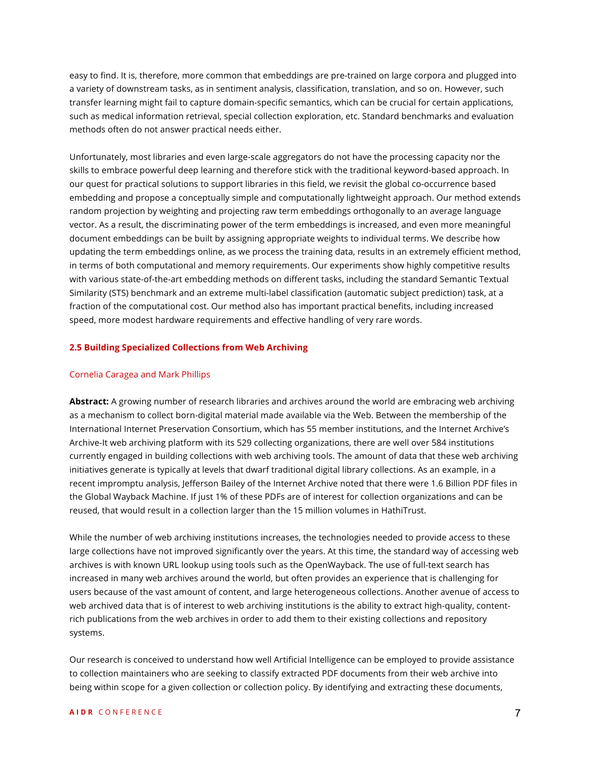easy to find. It is, therefore, more common that embeddings are pre-trained on large corpora and plugged into a variety of downstream tasks, as in sentiment analysis, classification, translation, and so on. However, such transfer learning might fail to capture domain-specific semantics, which can be crucial for certain applications, such as medical information retrieval, special collection exploration, etc. Standard benchmarks and evaluation methods often do not answer practical needs either.

Unfortunately, most libraries and even large-scale aggregators do not have the processing capacity nor the skills to embrace powerful deep learning and therefore stick with the traditional keyword-based approach. In our quest for practical solutions to support libraries in this field, we revisit the global co-occurrence based embedding and propose a conceptually simple and computationally lightweight approach. Our method extends random projection by weighting and projecting raw term embeddings orthogonally to an average language vector. As a result, the discriminating power of the term embeddings is increased, and even more meaningful document embeddings can be built by assigning appropriate weights to individual terms. We describe how updating the term embeddings online, as we process the training data, results in an extremely efficient method, in terms of both computational and memory requirements. Our experiments show highly competitive results with various state-of-the-art embedding methods on different tasks, including the standard Semantic Textual Similarity (STS) benchmark and an extreme multi-label classification (automatic subject prediction) task, at a fraction of the computational cost. Our method also has important practical benefits, including increased speed, more modest hardware requirements and effective handling of very rare words.

### 2.5 Building Specialized Collections from Web Archiving

Cornelia Caragea and Mark Phillips

**Abstract:** A growing number of research libraries and archives around the world are embracing web archiving as a mechanism to collect born-digital material made available via the Web. Between the membership of the International Internet Preservation Consortium, which has 55 member institutions, and the Internet Archive's Archive-It web archiving platform with its 529 collecting organizations, there are well over 584 institutions currently engaged in building collections with web archiving tools. The amount of data that these web archiving initiatives generate is typically at levels that dwarf traditional digital library collections. As an example, in a recent impromptu analysis, Jefferson Bailey of the Internet Archive noted that there were 1.6 Billion PDF files in the Global Wayback Machine. If just 1% of these PDFs are of interest for collection organizations and can be reused, that would result in a collection larger than the 15 million volumes in HathiTrust.

While the number of web archiving institutions increases, the technologies needed to provide access to these large collections have not improved significantly over the years. At this time, the standard way of accessing web archives is with known URL lookup using tools such as the OpenWayback. The use of full-text search has increased in many web archives around the world, but often provides an experience that is challenging for users because of the vast amount of content, and large heterogeneous collections. Another avenue of access to web archived data that is of interest to web archiving institutions is the ability to extract high-quality, content-rich publications from the web archives in order to add them to their existing collections and repository systems.

Our research is conceived to understand how well Artificial Intelligence can be employed to provide assistance to collection maintainers who are seeking to classify extracted PDF documents from their web archive into being within scope for a given collection or collection policy. By identifying and extracting these documents,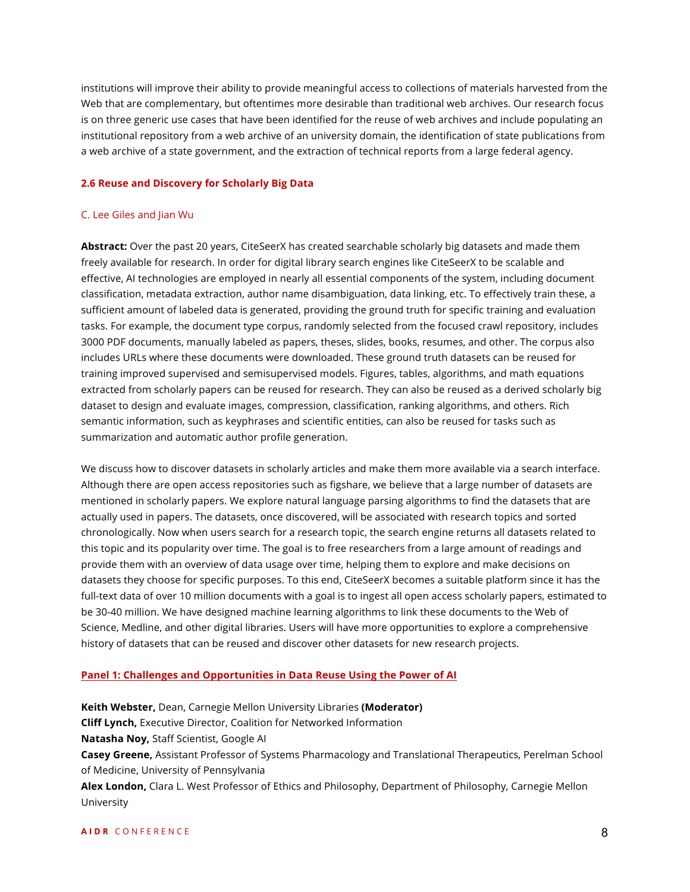institutions will improve their ability to provide meaningful access to collections of materials harvested from the Web that are complementary, but oftentimes more desirable than traditional web archives. Our research focus is on three generic use cases that have been identified for the reuse of web archives and include populating an institutional repository from a web archive of an university domain, the identification of state publications from a web archive of a state government, and the extraction of technical reports from a large federal agency.

### 2.6 Reuse and Discovery for Scholarly Big Data

C. Lee Giles and Jian Wu

**Abstract:** Over the past 20 years, CiteSeerX has created searchable scholarly big datasets and made them freely available for research. In order for digital library search engines like CiteSeerX to be scalable and effective, AI technologies are employed in nearly all essential components of the system, including document classification, metadata extraction, author name disambiguation, data linking, etc. To effectively train these, a sufficient amount of labeled data is generated, providing the ground truth for specific training and evaluation tasks. For example, the document type corpus, randomly selected from the focused crawl repository, includes 3000 PDF documents, manually labeled as papers, theses, slides, books, resumes, and other. The corpus also includes URLs where these documents were downloaded. These ground truth datasets can be reused for training improved supervised and semisupervised models. Figures, tables, algorithms, and math equations extracted from scholarly papers can be reused for research. They can also be reused as a derived scholarly big dataset to design and evaluate images, compression, classification, ranking algorithms, and others. Rich semantic information, such as keyphrases and scientific entities, can also be reused for tasks such as summarization and automatic author profile generation.

We discuss how to discover datasets in scholarly articles and make them more available via a search interface. Although there are open access repositories such as figshare, we believe that a large number of datasets are mentioned in scholarly papers. We explore natural language parsing algorithms to find the datasets that are actually used in papers. The datasets, once discovered, will be associated with research topics and sorted chronologically. Now when users search for a research topic, the search engine returns all datasets related to this topic and its popularity over time. The goal is to free researchers from a large amount of readings and provide them with an overview of data usage over time, helping them to explore and make decisions on datasets they choose for specific purposes. To this end, CiteSeerX becomes a suitable platform since it has the full-text data of over 10 million documents with a goal is to ingest all open access scholarly papers, estimated to be 30-40 million. We have designed machine learning algorithms to link these documents to the Web of Science, Medline, and other digital libraries. Users will have more opportunities to explore a comprehensive history of datasets that can be reused and discover other datasets for new research projects.

## Panel 1: Challenges and Opportunities in Data Reuse Using the Power of AI

**Keith Webster,** Dean, Carnegie Mellon University Libraries **(Moderator)**
**Cliff Lynch,** Executive Director, Coalition for Networked Information
**Natasha Noy,** Staff Scientist, Google AI
**Casey Greene,** Assistant Professor of Systems Pharmacology and Translational Therapeutics, Perelman School of Medicine, University of Pennsylvania
**Alex London,** Clara L. West Professor of Ethics and Philosophy, Department of Philosophy, Carnegie Mellon University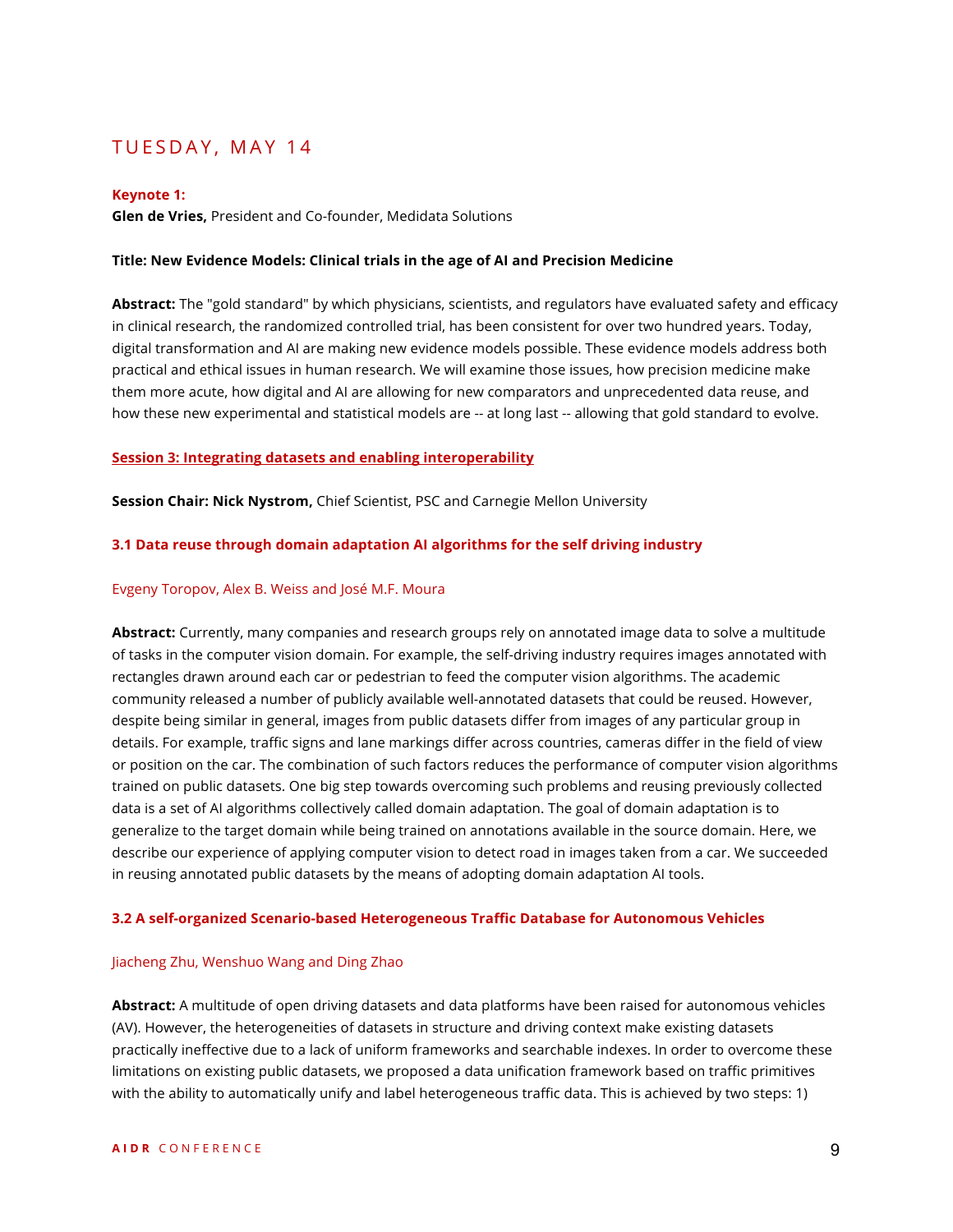## TUESDAY, MAY 14

**Keynote 1:**
**Glen de Vries,** President and Co-founder, Medidata Solutions

**Title: New Evidence Models: Clinical trials in the age of AI and Precision Medicine**

**Abstract:** The "gold standard" by which physicians, scientists, and regulators have evaluated safety and efficacy in clinical research, the randomized controlled trial, has been consistent for over two hundred years. Today, digital transformation and AI are making new evidence models possible. These evidence models address both practical and ethical issues in human research. We will examine those issues, how precision medicine make them more acute, how digital and AI are allowing for new comparators and unprecedented data reuse, and how these new experimental and statistical models are -- at long last -- allowing that gold standard to evolve.

### Session 3: Integrating datasets and enabling interoperability

**Session Chair: Nick Nystrom,** Chief Scientist, PSC and Carnegie Mellon University

#### 3.1 Data reuse through domain adaptation AI algorithms for the self driving industry

Evgeny Toropov, Alex B. Weiss and José M.F. Moura

**Abstract:** Currently, many companies and research groups rely on annotated image data to solve a multitude of tasks in the computer vision domain. For example, the self-driving industry requires images annotated with rectangles drawn around each car or pedestrian to feed the computer vision algorithms. The academic community released a number of publicly available well-annotated datasets that could be reused. However, despite being similar in general, images from public datasets differ from images of any particular group in details. For example, traffic signs and lane markings differ across countries, cameras differ in the field of view or position on the car. The combination of such factors reduces the performance of computer vision algorithms trained on public datasets. One big step towards overcoming such problems and reusing previously collected data is a set of AI algorithms collectively called domain adaptation. The goal of domain adaptation is to generalize to the target domain while being trained on annotations available in the source domain. Here, we describe our experience of applying computer vision to detect road in images taken from a car. We succeeded in reusing annotated public datasets by the means of adopting domain adaptation AI tools.

#### 3.2 A self-organized Scenario-based Heterogeneous Traffic Database for Autonomous Vehicles

Jiacheng Zhu, Wenshuo Wang and Ding Zhao

**Abstract:** A multitude of open driving datasets and data platforms have been raised for autonomous vehicles (AV). However, the heterogeneities of datasets in structure and driving context make existing datasets practically ineffective due to a lack of uniform frameworks and searchable indexes. In order to overcome these limitations on existing public datasets, we proposed a data unification framework based on traffic primitives with the ability to automatically unify and label heterogeneous traffic data. This is achieved by two steps: 1)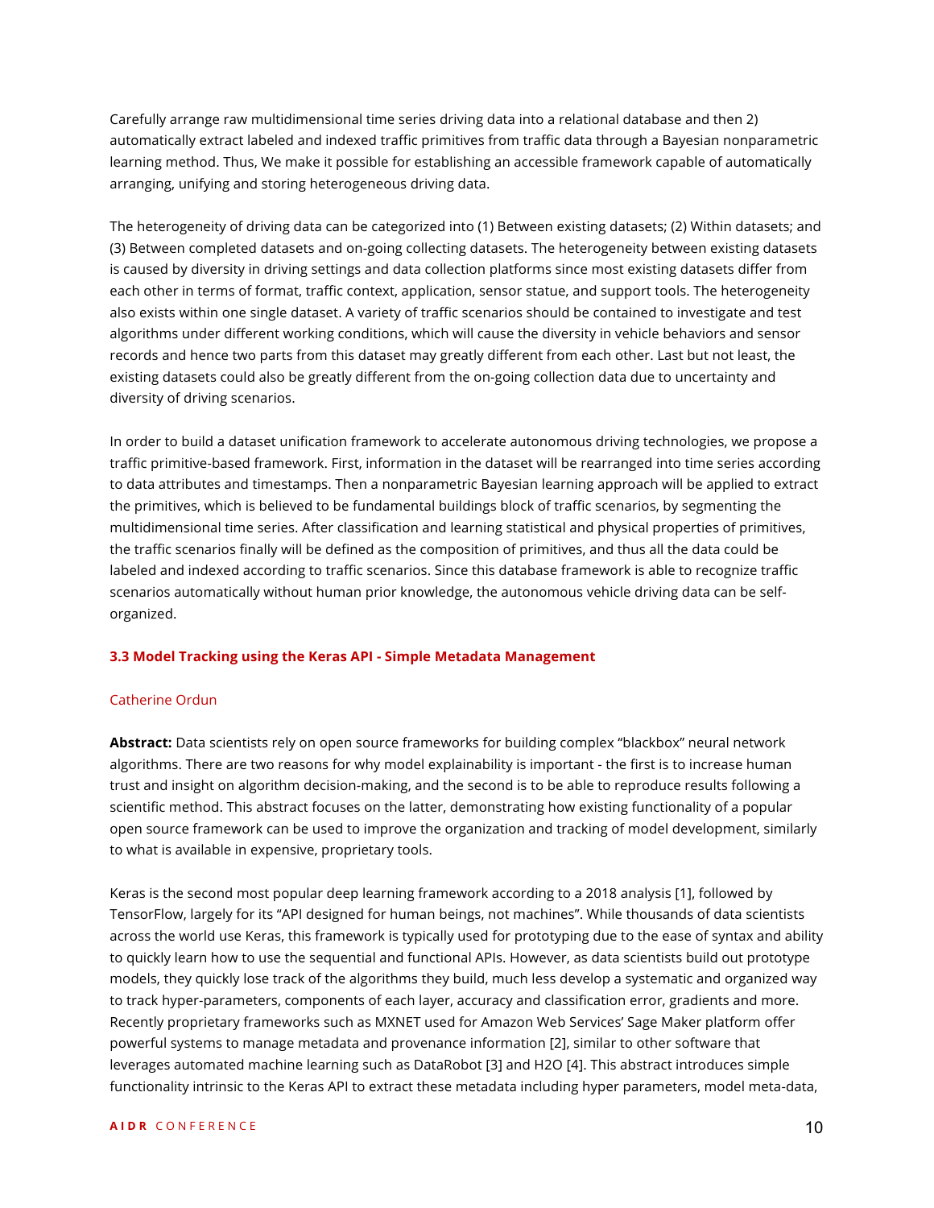Carefully arrange raw multidimensional time series driving data into a relational database and then 2) automatically extract labeled and indexed traffic primitives from traffic data through a Bayesian nonparametric learning method. Thus, We make it possible for establishing an accessible framework capable of automatically arranging, unifying and storing heterogeneous driving data.

The heterogeneity of driving data can be categorized into (1) Between existing datasets; (2) Within datasets; and (3) Between completed datasets and on-going collecting datasets. The heterogeneity between existing datasets is caused by diversity in driving settings and data collection platforms since most existing datasets differ from each other in terms of format, traffic context, application, sensor statue, and support tools. The heterogeneity also exists within one single dataset. A variety of traffic scenarios should be contained to investigate and test algorithms under different working conditions, which will cause the diversity in vehicle behaviors and sensor records and hence two parts from this dataset may greatly different from each other. Last but not least, the existing datasets could also be greatly different from the on-going collection data due to uncertainty and diversity of driving scenarios.

In order to build a dataset unification framework to accelerate autonomous driving technologies, we propose a traffic primitive-based framework. First, information in the dataset will be rearranged into time series according to data attributes and timestamps. Then a nonparametric Bayesian learning approach will be applied to extract the primitives, which is believed to be fundamental buildings block of traffic scenarios, by segmenting the multidimensional time series. After classification and learning statistical and physical properties of primitives, the traffic scenarios finally will be defined as the composition of primitives, and thus all the data could be labeled and indexed according to traffic scenarios. Since this database framework is able to recognize traffic scenarios automatically without human prior knowledge, the autonomous vehicle driving data can be self-organized.

### 3.3 Model Tracking using the Keras API - Simple Metadata Management

Catherine Ordun

**Abstract:** Data scientists rely on open source frameworks for building complex "blackbox" neural network algorithms. There are two reasons for why model explainability is important - the first is to increase human trust and insight on algorithm decision-making, and the second is to be able to reproduce results following a scientific method. This abstract focuses on the latter, demonstrating how existing functionality of a popular open source framework can be used to improve the organization and tracking of model development, similarly to what is available in expensive, proprietary tools.

Keras is the second most popular deep learning framework according to a 2018 analysis [1], followed by TensorFlow, largely for its "API designed for human beings, not machines". While thousands of data scientists across the world use Keras, this framework is typically used for prototyping due to the ease of syntax and ability to quickly learn how to use the sequential and functional APIs. However, as data scientists build out prototype models, they quickly lose track of the algorithms they build, much less develop a systematic and organized way to track hyper-parameters, components of each layer, accuracy and classification error, gradients and more. Recently proprietary frameworks such as MXNET used for Amazon Web Services' Sage Maker platform offer powerful systems to manage metadata and provenance information [2], similar to other software that leverages automated machine learning such as DataRobot [3] and H2O [4]. This abstract introduces simple functionality intrinsic to the Keras API to extract these metadata including hyper parameters, model meta-data,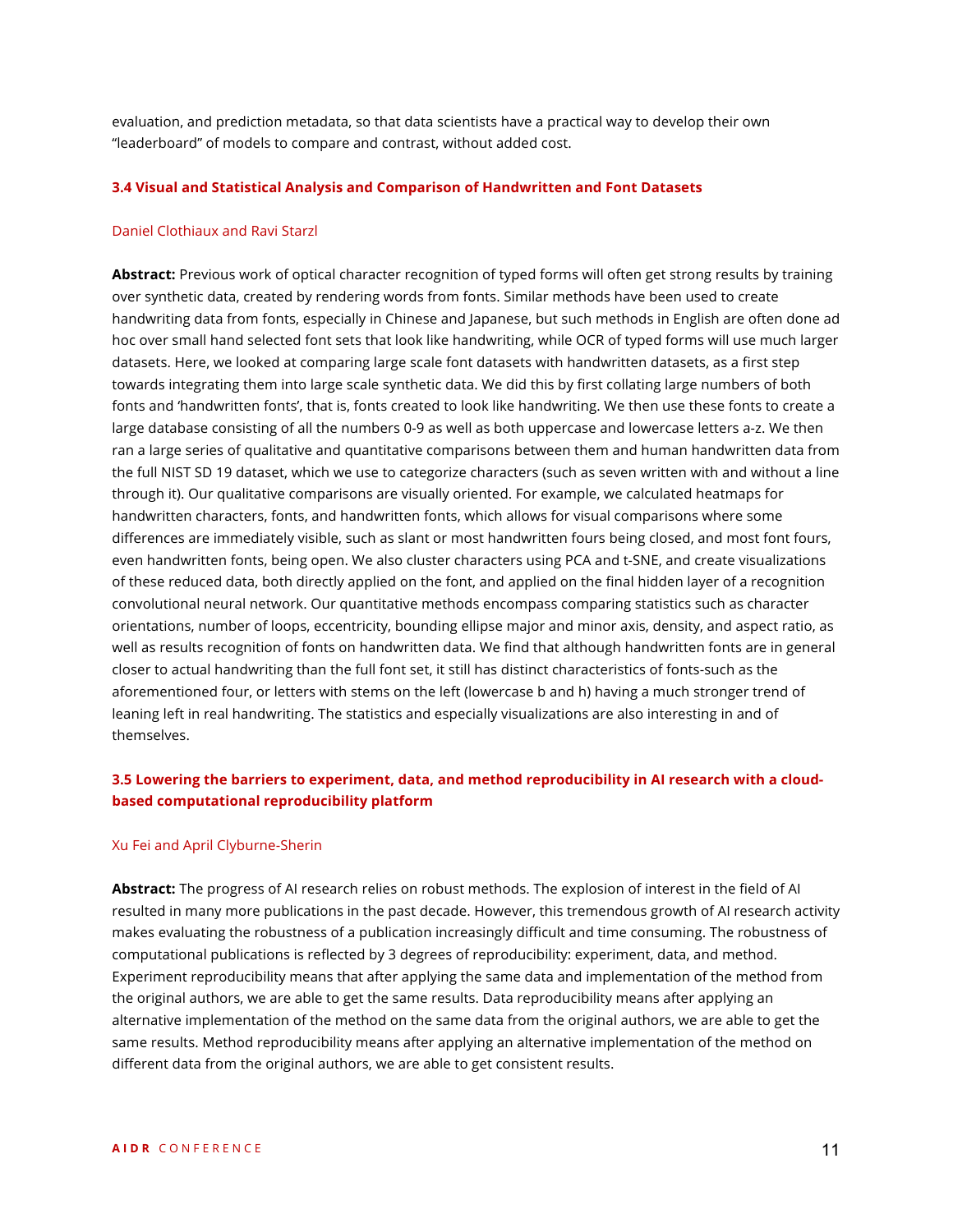evaluation, and prediction metadata, so that data scientists have a practical way to develop their own “leaderboard” of models to compare and contrast, without added cost.

### 3.4 Visual and Statistical Analysis and Comparison of Handwritten and Font Datasets

Daniel Clothiaux and Ravi Starzl

**Abstract:** Previous work of optical character recognition of typed forms will often get strong results by training over synthetic data, created by rendering words from fonts. Similar methods have been used to create handwriting data from fonts, especially in Chinese and Japanese, but such methods in English are often done ad hoc over small hand selected font sets that look like handwriting, while OCR of typed forms will use much larger datasets. Here, we looked at comparing large scale font datasets with handwritten datasets, as a first step towards integrating them into large scale synthetic data. We did this by first collating large numbers of both fonts and ‘handwritten fonts’, that is, fonts created to look like handwriting. We then use these fonts to create a large database consisting of all the numbers 0-9 as well as both uppercase and lowercase letters a-z. We then ran a large series of qualitative and quantitative comparisons between them and human handwritten data from the full NIST SD 19 dataset, which we use to categorize characters (such as seven written with and without a line through it). Our qualitative comparisons are visually oriented. For example, we calculated heatmaps for handwritten characters, fonts, and handwritten fonts, which allows for visual comparisons where some differences are immediately visible, such as slant or most handwritten fours being closed, and most font fours, even handwritten fonts, being open. We also cluster characters using PCA and t-SNE, and create visualizations of these reduced data, both directly applied on the font, and applied on the final hidden layer of a recognition convolutional neural network. Our quantitative methods encompass comparing statistics such as character orientations, number of loops, eccentricity, bounding ellipse major and minor axis, density, and aspect ratio, as well as results recognition of fonts on handwritten data. We find that although handwritten fonts are in general closer to actual handwriting than the full font set, it still has distinct characteristics of fonts-such as the aforementioned four, or letters with stems on the left (lowercase b and h) having a much stronger trend of leaning left in real handwriting. The statistics and especially visualizations are also interesting in and of themselves.

### 3.5 Lowering the barriers to experiment, data, and method reproducibility in AI research with a cloud-based computational reproducibility platform

Xu Fei and April Clyburne-Sherin

**Abstract:** The progress of AI research relies on robust methods. The explosion of interest in the field of AI resulted in many more publications in the past decade. However, this tremendous growth of AI research activity makes evaluating the robustness of a publication increasingly difficult and time consuming. The robustness of computational publications is reflected by 3 degrees of reproducibility: experiment, data, and method. Experiment reproducibility means that after applying the same data and implementation of the method from the original authors, we are able to get the same results. Data reproducibility means after applying an alternative implementation of the method on the same data from the original authors, we are able to get the same results. Method reproducibility means after applying an alternative implementation of the method on different data from the original authors, we are able to get consistent results.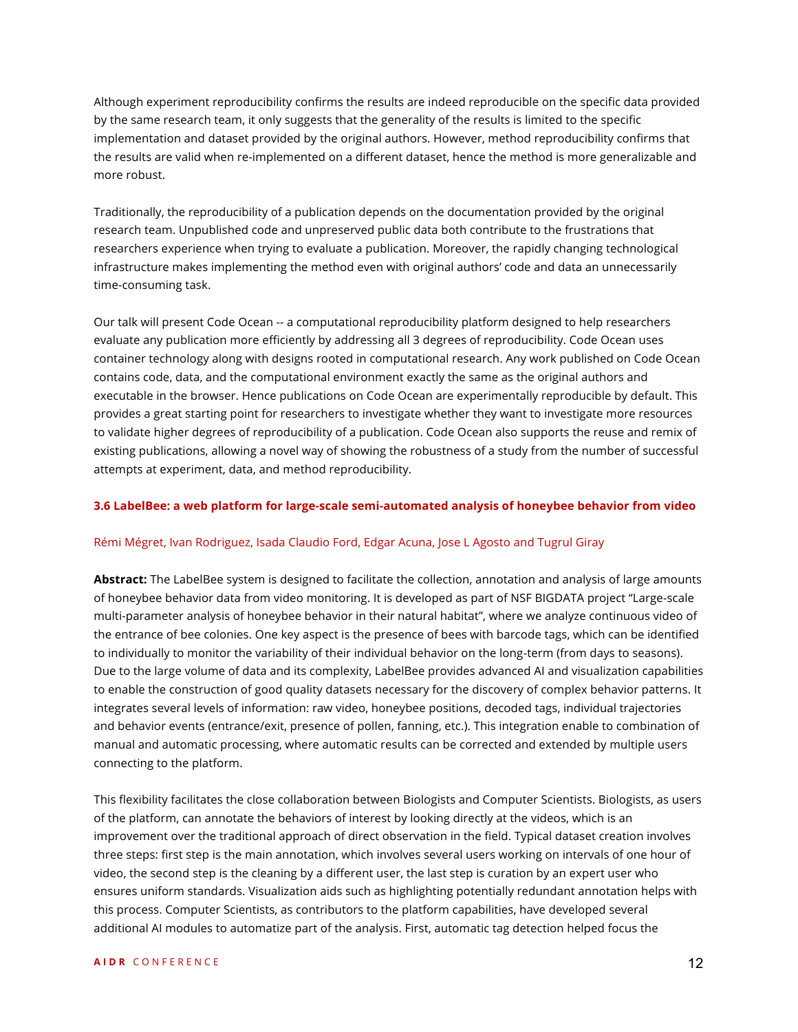Although experiment reproducibility confirms the results are indeed reproducible on the specific data provided by the same research team, it only suggests that the generality of the results is limited to the specific implementation and dataset provided by the original authors. However, method reproducibility confirms that the results are valid when re-implemented on a different dataset, hence the method is more generalizable and more robust.

Traditionally, the reproducibility of a publication depends on the documentation provided by the original research team. Unpublished code and unpreserved public data both contribute to the frustrations that researchers experience when trying to evaluate a publication. Moreover, the rapidly changing technological infrastructure makes implementing the method even with original authors' code and data an unnecessarily time-consuming task.

Our talk will present Code Ocean -- a computational reproducibility platform designed to help researchers evaluate any publication more efficiently by addressing all 3 degrees of reproducibility. Code Ocean uses container technology along with designs rooted in computational research. Any work published on Code Ocean contains code, data, and the computational environment exactly the same as the original authors and executable in the browser. Hence publications on Code Ocean are experimentally reproducible by default. This provides a great starting point for researchers to investigate whether they want to investigate more resources to validate higher degrees of reproducibility of a publication. Code Ocean also supports the reuse and remix of existing publications, allowing a novel way of showing the robustness of a study from the number of successful attempts at experiment, data, and method reproducibility.

### 3.6 LabelBee: a web platform for large-scale semi-automated analysis of honeybee behavior from video

Rémi Mégret, Ivan Rodriguez, Isada Claudio Ford, Edgar Acuna, Jose L Agosto and Tugrul Giray

**Abstract:** The LabelBee system is designed to facilitate the collection, annotation and analysis of large amounts of honeybee behavior data from video monitoring. It is developed as part of NSF BIGDATA project "Large-scale multi-parameter analysis of honeybee behavior in their natural habitat", where we analyze continuous video of the entrance of bee colonies. One key aspect is the presence of bees with barcode tags, which can be identified to individually to monitor the variability of their individual behavior on the long-term (from days to seasons). Due to the large volume of data and its complexity, LabelBee provides advanced AI and visualization capabilities to enable the construction of good quality datasets necessary for the discovery of complex behavior patterns. It integrates several levels of information: raw video, honeybee positions, decoded tags, individual trajectories and behavior events (entrance/exit, presence of pollen, fanning, etc.). This integration enable to combination of manual and automatic processing, where automatic results can be corrected and extended by multiple users connecting to the platform.

This flexibility facilitates the close collaboration between Biologists and Computer Scientists. Biologists, as users of the platform, can annotate the behaviors of interest by looking directly at the videos, which is an improvement over the traditional approach of direct observation in the field. Typical dataset creation involves three steps: first step is the main annotation, which involves several users working on intervals of one hour of video, the second step is the cleaning by a different user, the last step is curation by an expert user who ensures uniform standards. Visualization aids such as highlighting potentially redundant annotation helps with this process. Computer Scientists, as contributors to the platform capabilities, have developed several additional AI modules to automatize part of the analysis. First, automatic tag detection helped focus the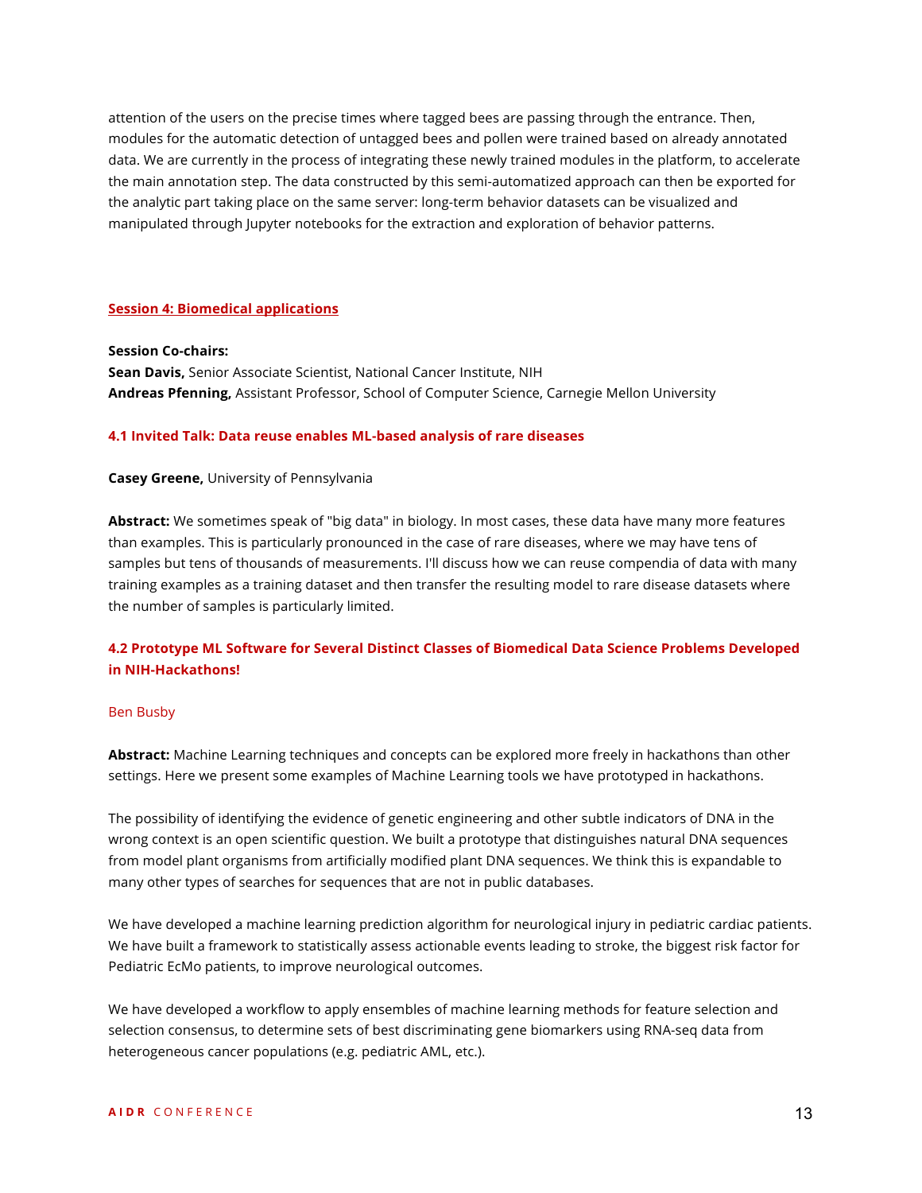attention of the users on the precise times where tagged bees are passing through the entrance. Then, modules for the automatic detection of untagged bees and pollen were trained based on already annotated data. We are currently in the process of integrating these newly trained modules in the platform, to accelerate the main annotation step. The data constructed by this semi-automatized approach can then be exported for the analytic part taking place on the same server: long-term behavior datasets can be visualized and manipulated through Jupyter notebooks for the extraction and exploration of behavior patterns.

## Session 4: Biomedical applications

**Session Co-chairs:**
**Sean Davis,** Senior Associate Scientist, National Cancer Institute, NIH
**Andreas Pfenning,** Assistant Professor, School of Computer Science, Carnegie Mellon University

### 4.1 Invited Talk: Data reuse enables ML-based analysis of rare diseases

**Casey Greene,** University of Pennsylvania

**Abstract:** We sometimes speak of "big data" in biology. In most cases, these data have many more features than examples. This is particularly pronounced in the case of rare diseases, where we may have tens of samples but tens of thousands of measurements. I'll discuss how we can reuse compendia of data with many training examples as a training dataset and then transfer the resulting model to rare disease datasets where the number of samples is particularly limited.

### 4.2 Prototype ML Software for Several Distinct Classes of Biomedical Data Science Problems Developed in NIH-Hackathons!

Ben Busby

**Abstract:** Machine Learning techniques and concepts can be explored more freely in hackathons than other settings. Here we present some examples of Machine Learning tools we have prototyped in hackathons.

The possibility of identifying the evidence of genetic engineering and other subtle indicators of DNA in the wrong context is an open scientific question. We built a prototype that distinguishes natural DNA sequences from model plant organisms from artificially modified plant DNA sequences. We think this is expandable to many other types of searches for sequences that are not in public databases.

We have developed a machine learning prediction algorithm for neurological injury in pediatric cardiac patients. We have built a framework to statistically assess actionable events leading to stroke, the biggest risk factor for Pediatric EcMo patients, to improve neurological outcomes.

We have developed a workflow to apply ensembles of machine learning methods for feature selection and selection consensus, to determine sets of best discriminating gene biomarkers using RNA-seq data from heterogeneous cancer populations (e.g. pediatric AML, etc.).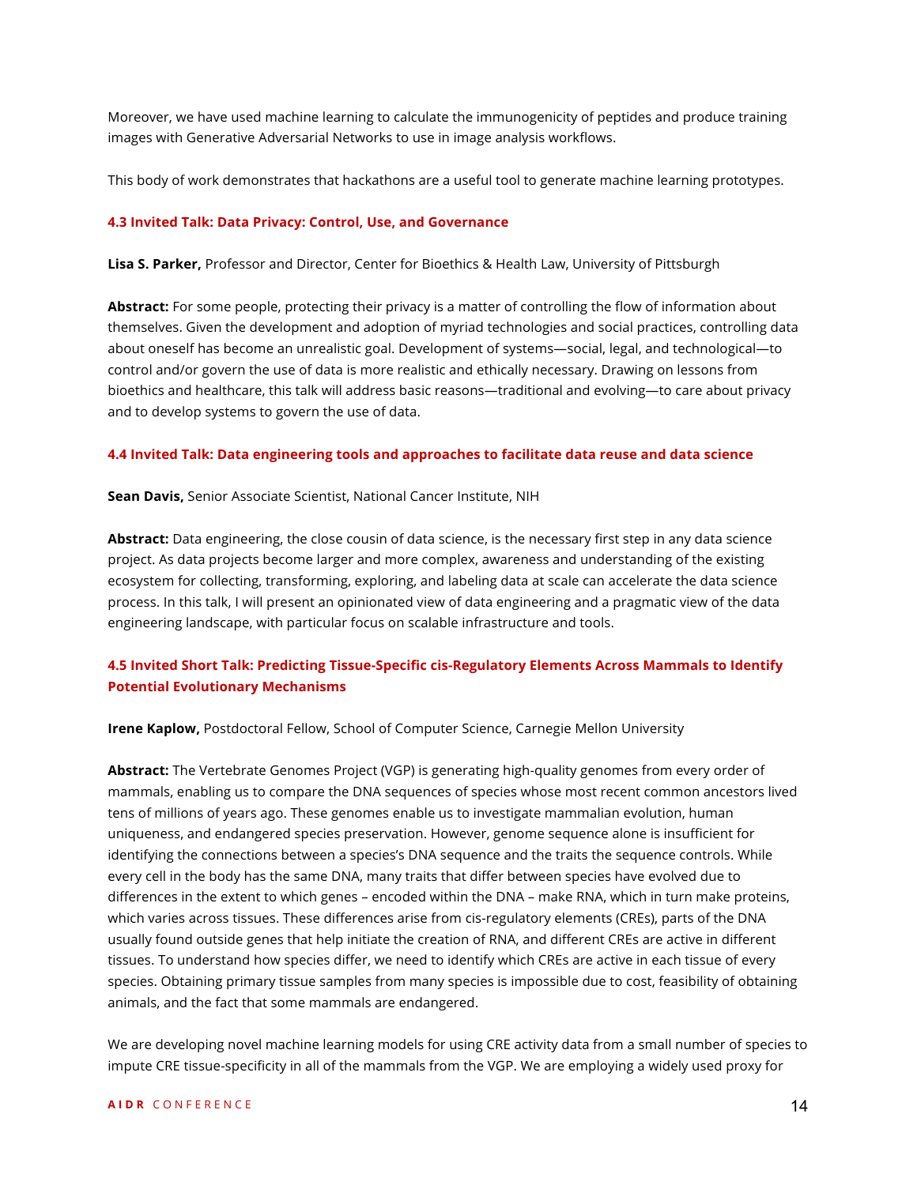Moreover, we have used machine learning to calculate the immunogenicity of peptides and produce training images with Generative Adversarial Networks to use in image analysis workflows.

This body of work demonstrates that hackathons are a useful tool to generate machine learning prototypes.

### 4.3 Invited Talk: Data Privacy: Control, Use, and Governance

**Lisa S. Parker,** Professor and Director, Center for Bioethics & Health Law, University of Pittsburgh

**Abstract:** For some people, protecting their privacy is a matter of controlling the flow of information about themselves. Given the development and adoption of myriad technologies and social practices, controlling data about oneself has become an unrealistic goal. Development of systems—social, legal, and technological—to control and/or govern the use of data is more realistic and ethically necessary. Drawing on lessons from bioethics and healthcare, this talk will address basic reasons—traditional and evolving—to care about privacy and to develop systems to govern the use of data.

### 4.4 Invited Talk: Data engineering tools and approaches to facilitate data reuse and data science

**Sean Davis,** Senior Associate Scientist, National Cancer Institute, NIH

**Abstract:** Data engineering, the close cousin of data science, is the necessary first step in any data science project. As data projects become larger and more complex, awareness and understanding of the existing ecosystem for collecting, transforming, exploring, and labeling data at scale can accelerate the data science process. In this talk, I will present an opinionated view of data engineering and a pragmatic view of the data engineering landscape, with particular focus on scalable infrastructure and tools.

### 4.5 Invited Short Talk: Predicting Tissue-Specific cis-Regulatory Elements Across Mammals to Identify Potential Evolutionary Mechanisms

**Irene Kaplow,** Postdoctoral Fellow, School of Computer Science, Carnegie Mellon University

**Abstract:** The Vertebrate Genomes Project (VGP) is generating high-quality genomes from every order of mammals, enabling us to compare the DNA sequences of species whose most recent common ancestors lived tens of millions of years ago. These genomes enable us to investigate mammalian evolution, human uniqueness, and endangered species preservation. However, genome sequence alone is insufficient for identifying the connections between a species's DNA sequence and the traits the sequence controls. While every cell in the body has the same DNA, many traits that differ between species have evolved due to differences in the extent to which genes – encoded within the DNA – make RNA, which in turn make proteins, which varies across tissues. These differences arise from cis-regulatory elements (CREs), parts of the DNA usually found outside genes that help initiate the creation of RNA, and different CREs are active in different tissues. To understand how species differ, we need to identify which CREs are active in each tissue of every species. Obtaining primary tissue samples from many species is impossible due to cost, feasibility of obtaining animals, and the fact that some mammals are endangered.

We are developing novel machine learning models for using CRE activity data from a small number of species to impute CRE tissue-specificity in all of the mammals from the VGP. We are employing a widely used proxy for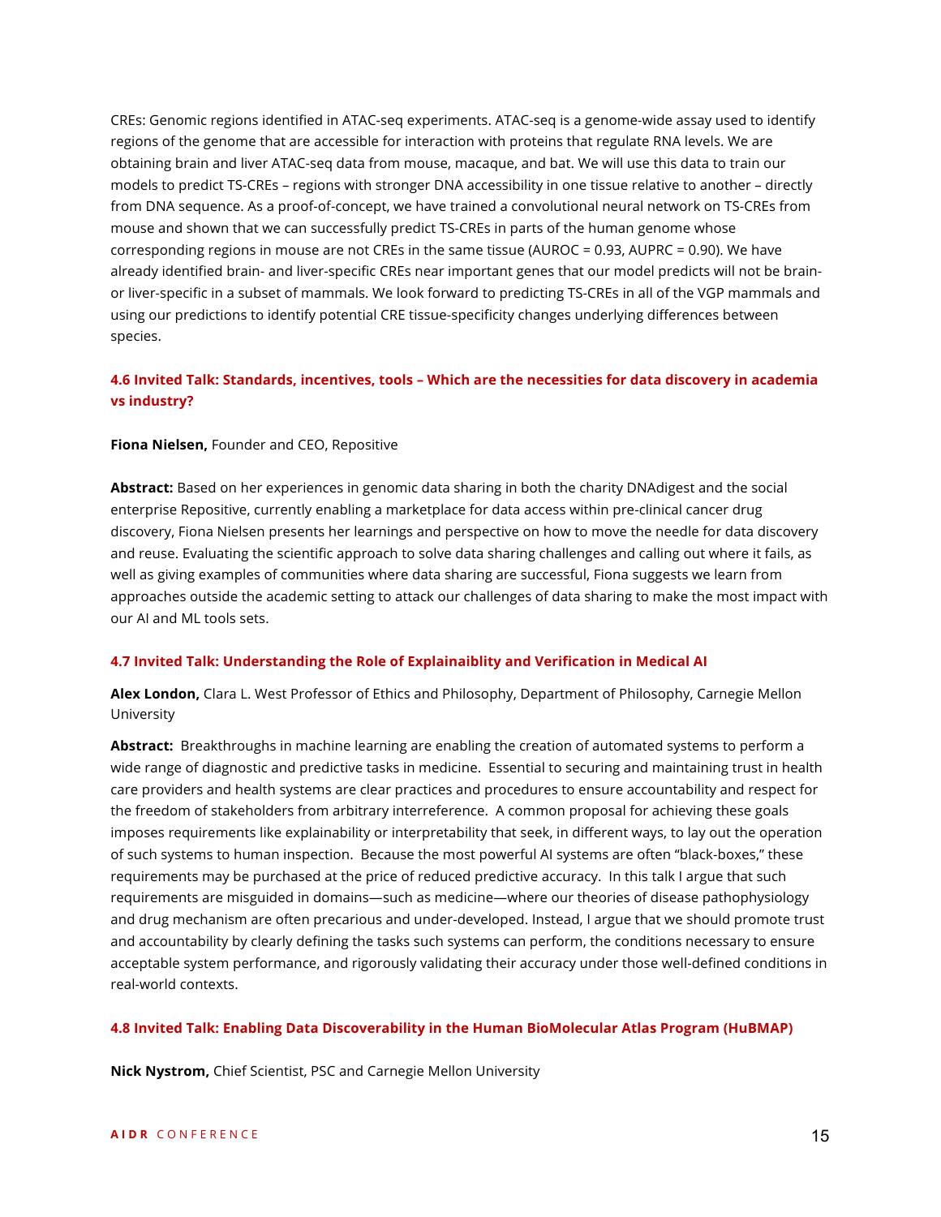CREs: Genomic regions identified in ATAC-seq experiments. ATAC-seq is a genome-wide assay used to identify regions of the genome that are accessible for interaction with proteins that regulate RNA levels. We are obtaining brain and liver ATAC-seq data from mouse, macaque, and bat. We will use this data to train our models to predict TS-CREs – regions with stronger DNA accessibility in one tissue relative to another – directly from DNA sequence. As a proof-of-concept, we have trained a convolutional neural network on TS-CREs from mouse and shown that we can successfully predict TS-CREs in parts of the human genome whose corresponding regions in mouse are not CREs in the same tissue (AUROC = 0.93, AUPRC = 0.90). We have already identified brain- and liver-specific CREs near important genes that our model predicts will not be brain- or liver-specific in a subset of mammals. We look forward to predicting TS-CREs in all of the VGP mammals and using our predictions to identify potential CRE tissue-specificity changes underlying differences between species.

### 4.6 Invited Talk: Standards, incentives, tools – Which are the necessities for data discovery in academia vs industry?

**Fiona Nielsen,** Founder and CEO, Repositive

**Abstract:** Based on her experiences in genomic data sharing in both the charity DNAdigest and the social enterprise Repositive, currently enabling a marketplace for data access within pre-clinical cancer drug discovery, Fiona Nielsen presents her learnings and perspective on how to move the needle for data discovery and reuse. Evaluating the scientific approach to solve data sharing challenges and calling out where it fails, as well as giving examples of communities where data sharing are successful, Fiona suggests we learn from approaches outside the academic setting to attack our challenges of data sharing to make the most impact with our AI and ML tools sets.

### 4.7 Invited Talk: Understanding the Role of Explainaiblity and Verification in Medical AI

**Alex London,** Clara L. West Professor of Ethics and Philosophy, Department of Philosophy, Carnegie Mellon University

**Abstract:** Breakthroughs in machine learning are enabling the creation of automated systems to perform a wide range of diagnostic and predictive tasks in medicine. Essential to securing and maintaining trust in health care providers and health systems are clear practices and procedures to ensure accountability and respect for the freedom of stakeholders from arbitrary interreference. A common proposal for achieving these goals imposes requirements like explainability or interpretability that seek, in different ways, to lay out the operation of such systems to human inspection. Because the most powerful AI systems are often "black-boxes," these requirements may be purchased at the price of reduced predictive accuracy. In this talk I argue that such requirements are misguided in domains—such as medicine—where our theories of disease pathophysiology and drug mechanism are often precarious and under-developed. Instead, I argue that we should promote trust and accountability by clearly defining the tasks such systems can perform, the conditions necessary to ensure acceptable system performance, and rigorously validating their accuracy under those well-defined conditions in real-world contexts.

### 4.8 Invited Talk: Enabling Data Discoverability in the Human BioMolecular Atlas Program (HuBMAP)

**Nick Nystrom,** Chief Scientist, PSC and Carnegie Mellon University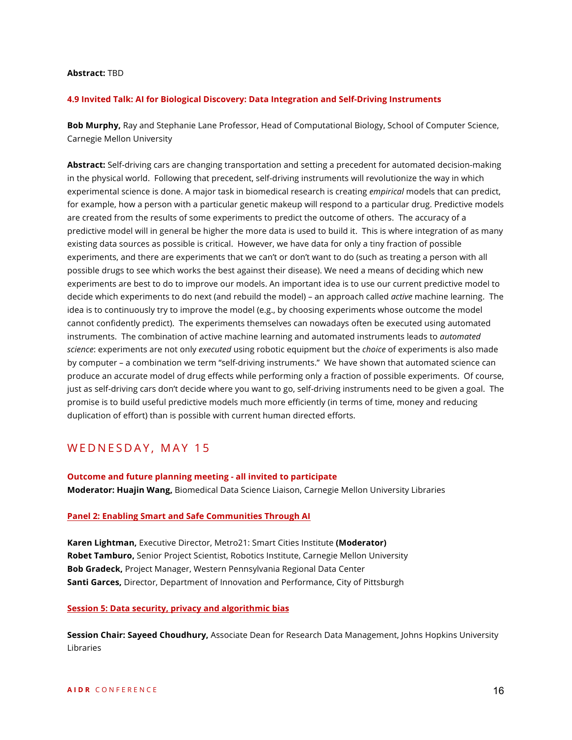**Abstract:** TBD

### 4.9 Invited Talk: AI for Biological Discovery: Data Integration and Self-Driving Instruments

**Bob Murphy,** Ray and Stephanie Lane Professor, Head of Computational Biology, School of Computer Science, Carnegie Mellon University

**Abstract:** Self-driving cars are changing transportation and setting a precedent for automated decision-making in the physical world. Following that precedent, self-driving instruments will revolutionize the way in which experimental science is done. A major task in biomedical research is creating *empirical* models that can predict, for example, how a person with a particular genetic makeup will respond to a particular drug. Predictive models are created from the results of some experiments to predict the outcome of others. The accuracy of a predictive model will in general be higher the more data is used to build it. This is where integration of as many existing data sources as possible is critical. However, we have data for only a tiny fraction of possible experiments, and there are experiments that we can't or don't want to do (such as treating a person with all possible drugs to see which works the best against their disease). We need a means of deciding which new experiments are best to do to improve our models. An important idea is to use our current predictive model to decide which experiments to do next (and rebuild the model) – an approach called *active* machine learning. The idea is to continuously try to improve the model (e.g., by choosing experiments whose outcome the model cannot confidently predict). The experiments themselves can nowadays often be executed using automated instruments. The combination of active machine learning and automated instruments leads to *automated science*: experiments are not only *executed* using robotic equipment but the *choice* of experiments is also made by computer – a combination we term "self-driving instruments." We have shown that automated science can produce an accurate model of drug effects while performing only a fraction of possible experiments. Of course, just as self-driving cars don't decide where you want to go, self-driving instruments need to be given a goal. The promise is to build useful predictive models much more efficiently (in terms of time, money and reducing duplication of effort) than is possible with current human directed efforts.

## WEDNESDAY, MAY 15

### Outcome and future planning meeting - all invited to participate

**Moderator: Huajin Wang,** Biomedical Data Science Liaison, Carnegie Mellon University Libraries

### Panel 2: Enabling Smart and Safe Communities Through AI

**Karen Lightman,** Executive Director, Metro21: Smart Cities Institute **(Moderator)**
**Robet Tamburo,** Senior Project Scientist, Robotics Institute, Carnegie Mellon University
**Bob Gradeck,** Project Manager, Western Pennsylvania Regional Data Center
**Santi Garces,** Director, Department of Innovation and Performance, City of Pittsburgh

### Session 5: Data security, privacy and algorithmic bias

**Session Chair: Sayeed Choudhury,** Associate Dean for Research Data Management, Johns Hopkins University Libraries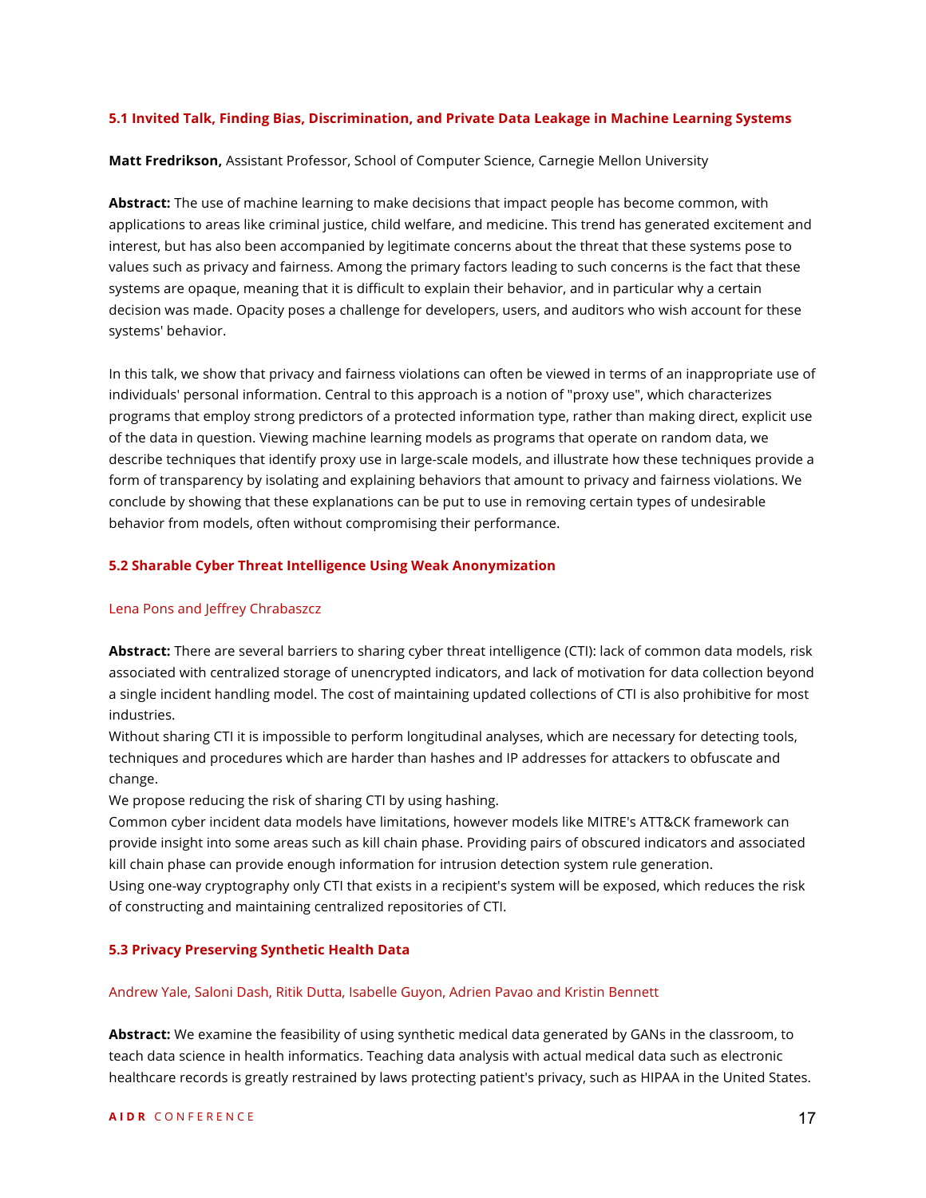### 5.1 Invited Talk, Finding Bias, Discrimination, and Private Data Leakage in Machine Learning Systems

**Matt Fredrikson,** Assistant Professor, School of Computer Science, Carnegie Mellon University

**Abstract:** The use of machine learning to make decisions that impact people has become common, with applications to areas like criminal justice, child welfare, and medicine. This trend has generated excitement and interest, but has also been accompanied by legitimate concerns about the threat that these systems pose to values such as privacy and fairness. Among the primary factors leading to such concerns is the fact that these systems are opaque, meaning that it is difficult to explain their behavior, and in particular why a certain decision was made. Opacity poses a challenge for developers, users, and auditors who wish account for these systems' behavior.

In this talk, we show that privacy and fairness violations can often be viewed in terms of an inappropriate use of individuals' personal information. Central to this approach is a notion of "proxy use", which characterizes programs that employ strong predictors of a protected information type, rather than making direct, explicit use of the data in question. Viewing machine learning models as programs that operate on random data, we describe techniques that identify proxy use in large-scale models, and illustrate how these techniques provide a form of transparency by isolating and explaining behaviors that amount to privacy and fairness violations. We conclude by showing that these explanations can be put to use in removing certain types of undesirable behavior from models, often without compromising their performance.

### 5.2 Sharable Cyber Threat Intelligence Using Weak Anonymization

Lena Pons and Jeffrey Chrabaszcz

**Abstract:** There are several barriers to sharing cyber threat intelligence (CTI): lack of common data models, risk associated with centralized storage of unencrypted indicators, and lack of motivation for data collection beyond a single incident handling model. The cost of maintaining updated collections of CTI is also prohibitive for most industries.
Without sharing CTI it is impossible to perform longitudinal analyses, which are necessary for detecting tools, techniques and procedures which are harder than hashes and IP addresses for attackers to obfuscate and change.
We propose reducing the risk of sharing CTI by using hashing.
Common cyber incident data models have limitations, however models like MITRE's ATT&CK framework can provide insight into some areas such as kill chain phase. Providing pairs of obscured indicators and associated kill chain phase can provide enough information for intrusion detection system rule generation.
Using one-way cryptography only CTI that exists in a recipient's system will be exposed, which reduces the risk of constructing and maintaining centralized repositories of CTI.

### 5.3 Privacy Preserving Synthetic Health Data

Andrew Yale, Saloni Dash, Ritik Dutta, Isabelle Guyon, Adrien Pavao and Kristin Bennett

**Abstract:** We examine the feasibility of using synthetic medical data generated by GANs in the classroom, to teach data science in health informatics. Teaching data analysis with actual medical data such as electronic healthcare records is greatly restrained by laws protecting patient's privacy, such as HIPAA in the United States.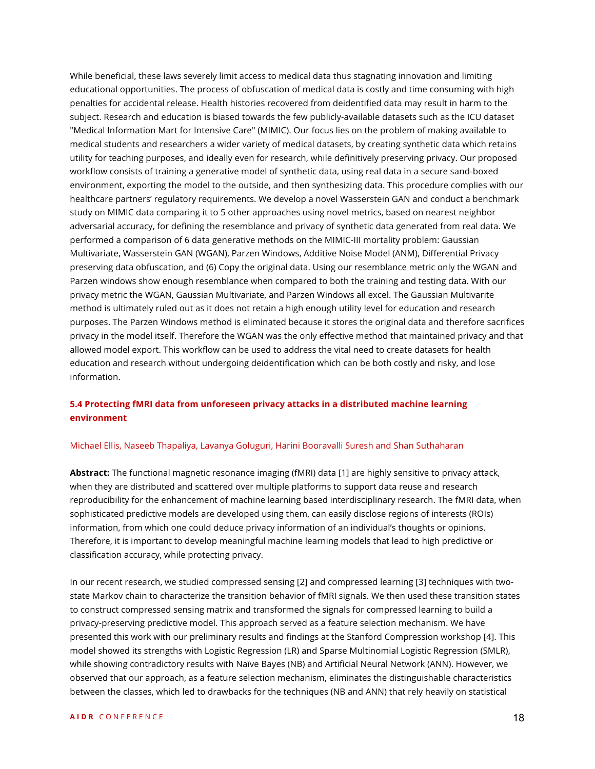While beneficial, these laws severely limit access to medical data thus stagnating innovation and limiting educational opportunities. The process of obfuscation of medical data is costly and time consuming with high penalties for accidental release. Health histories recovered from deidentified data may result in harm to the subject. Research and education is biased towards the few publicly-available datasets such as the ICU dataset "Medical Information Mart for Intensive Care" (MIMIC). Our focus lies on the problem of making available to medical students and researchers a wider variety of medical datasets, by creating synthetic data which retains utility for teaching purposes, and ideally even for research, while definitively preserving privacy. Our proposed workflow consists of training a generative model of synthetic data, using real data in a secure sand-boxed environment, exporting the model to the outside, and then synthesizing data. This procedure complies with our healthcare partners' regulatory requirements. We develop a novel Wasserstein GAN and conduct a benchmark study on MIMIC data comparing it to 5 other approaches using novel metrics, based on nearest neighbor adversarial accuracy, for defining the resemblance and privacy of synthetic data generated from real data. We performed a comparison of 6 data generative methods on the MIMIC-III mortality problem: Gaussian Multivariate, Wasserstein GAN (WGAN), Parzen Windows, Additive Noise Model (ANM), Differential Privacy preserving data obfuscation, and (6) Copy the original data. Using our resemblance metric only the WGAN and Parzen windows show enough resemblance when compared to both the training and testing data. With our privacy metric the WGAN, Gaussian Multivariate, and Parzen Windows all excel. The Gaussian Multivarite method is ultimately ruled out as it does not retain a high enough utility level for education and research purposes. The Parzen Windows method is eliminated because it stores the original data and therefore sacrifices privacy in the model itself. Therefore the WGAN was the only effective method that maintained privacy and that allowed model export. This workflow can be used to address the vital need to create datasets for health education and research without undergoing deidentification which can be both costly and risky, and lose information.

## 5.4 Protecting fMRI data from unforeseen privacy attacks in a distributed machine learning environment

Michael Ellis, Naseeb Thapaliya, Lavanya Goluguri, Harini Booravalli Suresh and Shan Suthaharan

**Abstract:** The functional magnetic resonance imaging (fMRI) data [1] are highly sensitive to privacy attack, when they are distributed and scattered over multiple platforms to support data reuse and research reproducibility for the enhancement of machine learning based interdisciplinary research. The fMRI data, when sophisticated predictive models are developed using them, can easily disclose regions of interests (ROIs) information, from which one could deduce privacy information of an individual's thoughts or opinions. Therefore, it is important to develop meaningful machine learning models that lead to high predictive or classification accuracy, while protecting privacy.

In our recent research, we studied compressed sensing [2] and compressed learning [3] techniques with two-state Markov chain to characterize the transition behavior of fMRI signals. We then used these transition states to construct compressed sensing matrix and transformed the signals for compressed learning to build a privacy-preserving predictive model. This approach served as a feature selection mechanism. We have presented this work with our preliminary results and findings at the Stanford Compression workshop [4]. This model showed its strengths with Logistic Regression (LR) and Sparse Multinomial Logistic Regression (SMLR), while showing contradictory results with Naïve Bayes (NB) and Artificial Neural Network (ANN). However, we observed that our approach, as a feature selection mechanism, eliminates the distinguishable characteristics between the classes, which led to drawbacks for the techniques (NB and ANN) that rely heavily on statistical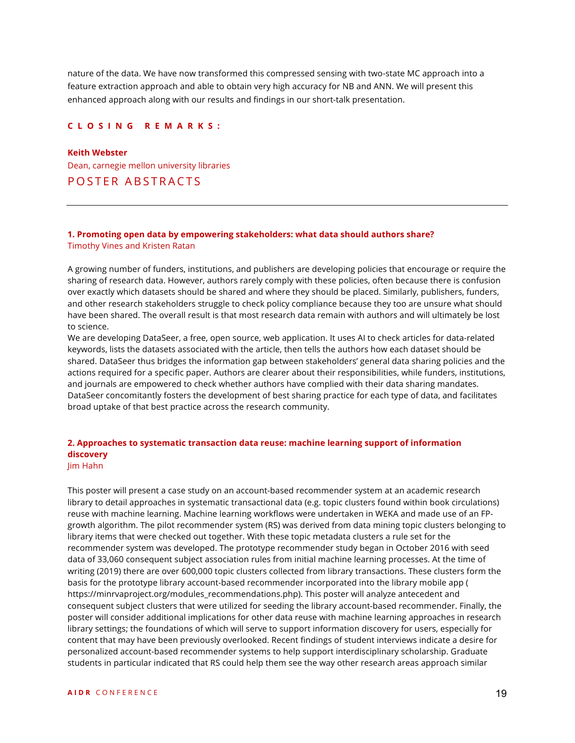nature of the data. We have now transformed this compressed sensing with two-state MC approach into a feature extraction approach and able to obtain very high accuracy for NB and ANN. We will present this enhanced approach along with our results and findings in our short-talk presentation.

## CLOSING REMARKS:

**Keith Webster**
Dean, carnegie mellon university libraries

# POSTER ABSTRACTS

---

### 1. Promoting open data by empowering stakeholders: what data should authors share?

Timothy Vines and Kristen Ratan

A growing number of funders, institutions, and publishers are developing policies that encourage or require the sharing of research data. However, authors rarely comply with these policies, often because there is confusion over exactly which datasets should be shared and where they should be placed. Similarly, publishers, funders, and other research stakeholders struggle to check policy compliance because they too are unsure what should have been shared. The overall result is that most research data remain with authors and will ultimately be lost to science.

We are developing DataSeer, a free, open source, web application. It uses AI to check articles for data-related keywords, lists the datasets associated with the article, then tells the authors how each dataset should be shared. DataSeer thus bridges the information gap between stakeholders' general data sharing policies and the actions required for a specific paper. Authors are clearer about their responsibilities, while funders, institutions, and journals are empowered to check whether authors have complied with their data sharing mandates. DataSeer concomitantly fosters the development of best sharing practice for each type of data, and facilitates broad uptake of that best practice across the research community.

### 2. Approaches to systematic transaction data reuse: machine learning support of information discovery

Jim Hahn

This poster will present a case study on an account-based recommender system at an academic research library to detail approaches in systematic transactional data (e.g. topic clusters found within book circulations) reuse with machine learning. Machine learning workflows were undertaken in WEKA and made use of an FP-growth algorithm. The pilot recommender system (RS) was derived from data mining topic clusters belonging to library items that were checked out together. With these topic metadata clusters a rule set for the recommender system was developed. The prototype recommender study began in October 2016 with seed data of 33,060 consequent subject association rules from initial machine learning processes. At the time of writing (2019) there are over 600,000 topic clusters collected from library transactions. These clusters form the basis for the prototype library account-based recommender incorporated into the library mobile app ( https://minrvaproject.org/modules_recommendations.php). This poster will analyze antecedent and consequent subject clusters that were utilized for seeding the library account-based recommender. Finally, the poster will consider additional implications for other data reuse with machine learning approaches in research library settings; the foundations of which will serve to support information discovery for users, especially for content that may have been previously overlooked. Recent findings of student interviews indicate a desire for personalized account-based recommender systems to help support interdisciplinary scholarship. Graduate students in particular indicated that RS could help them see the way other research areas approach similar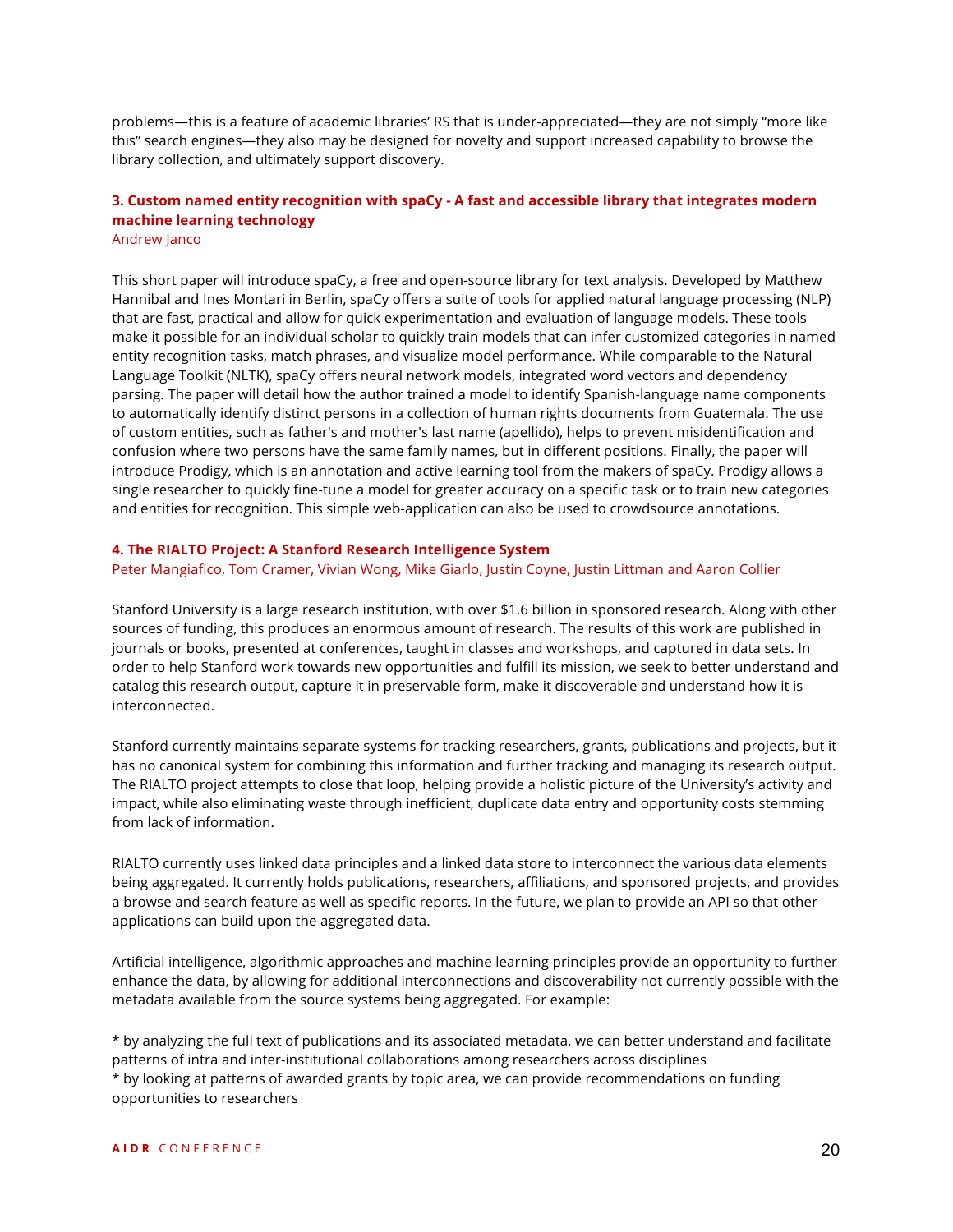problems—this is a feature of academic libraries' RS that is under-appreciated—they are not simply "more like this" search engines—they also may be designed for novelty and support increased capability to browse the library collection, and ultimately support discovery.

### 3. Custom named entity recognition with spaCy - A fast and accessible library that integrates modern machine learning technology

Andrew Janco

This short paper will introduce spaCy, a free and open-source library for text analysis. Developed by Matthew Hannibal and Ines Montari in Berlin, spaCy offers a suite of tools for applied natural language processing (NLP) that are fast, practical and allow for quick experimentation and evaluation of language models. These tools make it possible for an individual scholar to quickly train models that can infer customized categories in named entity recognition tasks, match phrases, and visualize model performance. While comparable to the Natural Language Toolkit (NLTK), spaCy offers neural network models, integrated word vectors and dependency parsing. The paper will detail how the author trained a model to identify Spanish-language name components to automatically identify distinct persons in a collection of human rights documents from Guatemala. The use of custom entities, such as father's and mother's last name (apellido), helps to prevent misidentification and confusion where two persons have the same family names, but in different positions. Finally, the paper will introduce Prodigy, which is an annotation and active learning tool from the makers of spaCy. Prodigy allows a single researcher to quickly fine-tune a model for greater accuracy on a specific task or to train new categories and entities for recognition. This simple web-application can also be used to crowdsource annotations.

### 4. The RIALTO Project: A Stanford Research Intelligence System

Peter Mangiafico, Tom Cramer, Vivian Wong, Mike Giarlo, Justin Coyne, Justin Littman and Aaron Collier

Stanford University is a large research institution, with over $1.6 billion in sponsored research. Along with other sources of funding, this produces an enormous amount of research. The results of this work are published in journals or books, presented at conferences, taught in classes and workshops, and captured in data sets. In order to help Stanford work towards new opportunities and fulfill its mission, we seek to better understand and catalog this research output, capture it in preservable form, make it discoverable and understand how it is interconnected.

Stanford currently maintains separate systems for tracking researchers, grants, publications and projects, but it has no canonical system for combining this information and further tracking and managing its research output. The RIALTO project attempts to close that loop, helping provide a holistic picture of the University's activity and impact, while also eliminating waste through inefficient, duplicate data entry and opportunity costs stemming from lack of information.

RIALTO currently uses linked data principles and a linked data store to interconnect the various data elements being aggregated. It currently holds publications, researchers, affiliations, and sponsored projects, and provides a browse and search feature as well as specific reports. In the future, we plan to provide an API so that other applications can build upon the aggregated data.

Artificial intelligence, algorithmic approaches and machine learning principles provide an opportunity to further enhance the data, by allowing for additional interconnections and discoverability not currently possible with the metadata available from the source systems being aggregated. For example:

* by analyzing the full text of publications and its associated metadata, we can better understand and facilitate patterns of intra and inter-institutional collaborations among researchers across disciplines
* by looking at patterns of awarded grants by topic area, we can provide recommendations on funding opportunities to researchers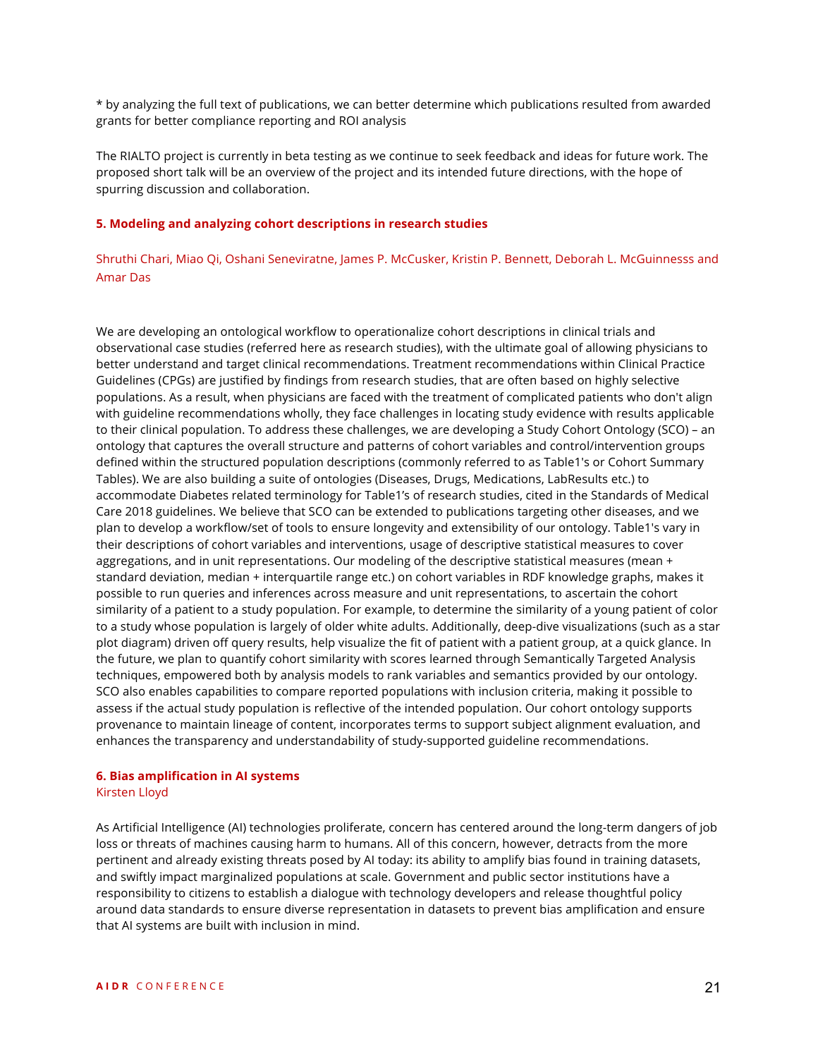* by analyzing the full text of publications, we can better determine which publications resulted from awarded grants for better compliance reporting and ROI analysis

The RIALTO project is currently in beta testing as we continue to seek feedback and ideas for future work. The proposed short talk will be an overview of the project and its intended future directions, with the hope of spurring discussion and collaboration.

### 5. Modeling and analyzing cohort descriptions in research studies

Shruthi Chari, Miao Qi, Oshani Seneviratne, James P. McCusker, Kristin P. Bennett, Deborah L. McGuinnesss and Amar Das

We are developing an ontological workflow to operationalize cohort descriptions in clinical trials and observational case studies (referred here as research studies), with the ultimate goal of allowing physicians to better understand and target clinical recommendations. Treatment recommendations within Clinical Practice Guidelines (CPGs) are justified by findings from research studies, that are often based on highly selective populations. As a result, when physicians are faced with the treatment of complicated patients who don't align with guideline recommendations wholly, they face challenges in locating study evidence with results applicable to their clinical population. To address these challenges, we are developing a Study Cohort Ontology (SCO) – an ontology that captures the overall structure and patterns of cohort variables and control/intervention groups defined within the structured population descriptions (commonly referred to as Table1's or Cohort Summary Tables). We are also building a suite of ontologies (Diseases, Drugs, Medications, LabResults etc.) to accommodate Diabetes related terminology for Table1's of research studies, cited in the Standards of Medical Care 2018 guidelines. We believe that SCO can be extended to publications targeting other diseases, and we plan to develop a workflow/set of tools to ensure longevity and extensibility of our ontology. Table1's vary in their descriptions of cohort variables and interventions, usage of descriptive statistical measures to cover aggregations, and in unit representations. Our modeling of the descriptive statistical measures (mean + standard deviation, median + interquartile range etc.) on cohort variables in RDF knowledge graphs, makes it possible to run queries and inferences across measure and unit representations, to ascertain the cohort similarity of a patient to a study population. For example, to determine the similarity of a young patient of color to a study whose population is largely of older white adults. Additionally, deep-dive visualizations (such as a star plot diagram) driven off query results, help visualize the fit of patient with a patient group, at a quick glance. In the future, we plan to quantify cohort similarity with scores learned through Semantically Targeted Analysis techniques, empowered both by analysis models to rank variables and semantics provided by our ontology. SCO also enables capabilities to compare reported populations with inclusion criteria, making it possible to assess if the actual study population is reflective of the intended population. Our cohort ontology supports provenance to maintain lineage of content, incorporates terms to support subject alignment evaluation, and enhances the transparency and understandability of study-supported guideline recommendations.

### 6. Bias amplification in AI systems

Kirsten Lloyd

As Artificial Intelligence (AI) technologies proliferate, concern has centered around the long-term dangers of job loss or threats of machines causing harm to humans. All of this concern, however, detracts from the more pertinent and already existing threats posed by AI today: its ability to amplify bias found in training datasets, and swiftly impact marginalized populations at scale. Government and public sector institutions have a responsibility to citizens to establish a dialogue with technology developers and release thoughtful policy around data standards to ensure diverse representation in datasets to prevent bias amplification and ensure that AI systems are built with inclusion in mind.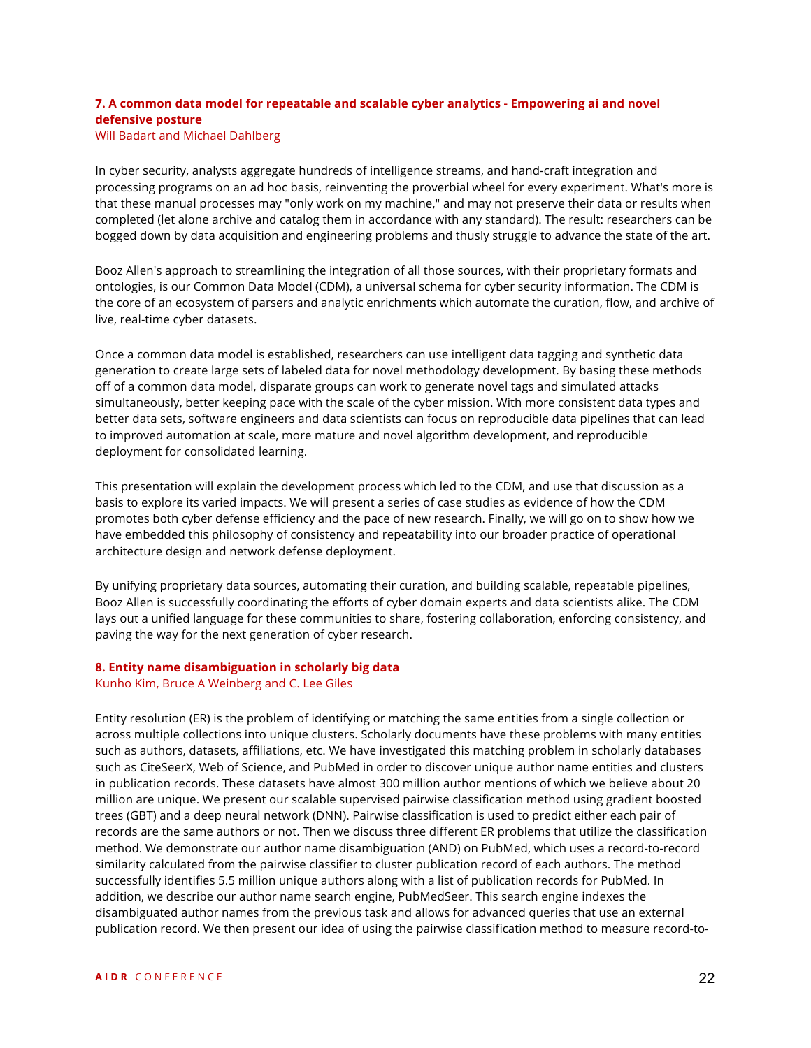### 7. A common data model for repeatable and scalable cyber analytics - Empowering ai and novel defensive posture

Will Badart and Michael Dahlberg

In cyber security, analysts aggregate hundreds of intelligence streams, and hand-craft integration and processing programs on an ad hoc basis, reinventing the proverbial wheel for every experiment. What's more is that these manual processes may "only work on my machine," and may not preserve their data or results when completed (let alone archive and catalog them in accordance with any standard). The result: researchers can be bogged down by data acquisition and engineering problems and thusly struggle to advance the state of the art.

Booz Allen's approach to streamlining the integration of all those sources, with their proprietary formats and ontologies, is our Common Data Model (CDM), a universal schema for cyber security information. The CDM is the core of an ecosystem of parsers and analytic enrichments which automate the curation, flow, and archive of live, real-time cyber datasets.

Once a common data model is established, researchers can use intelligent data tagging and synthetic data generation to create large sets of labeled data for novel methodology development. By basing these methods off of a common data model, disparate groups can work to generate novel tags and simulated attacks simultaneously, better keeping pace with the scale of the cyber mission. With more consistent data types and better data sets, software engineers and data scientists can focus on reproducible data pipelines that can lead to improved automation at scale, more mature and novel algorithm development, and reproducible deployment for consolidated learning.

This presentation will explain the development process which led to the CDM, and use that discussion as a basis to explore its varied impacts. We will present a series of case studies as evidence of how the CDM promotes both cyber defense efficiency and the pace of new research. Finally, we will go on to show how we have embedded this philosophy of consistency and repeatability into our broader practice of operational architecture design and network defense deployment.

By unifying proprietary data sources, automating their curation, and building scalable, repeatable pipelines, Booz Allen is successfully coordinating the efforts of cyber domain experts and data scientists alike. The CDM lays out a unified language for these communities to share, fostering collaboration, enforcing consistency, and paving the way for the next generation of cyber research.

### 8. Entity name disambiguation in scholarly big data

Kunho Kim, Bruce A Weinberg and C. Lee Giles

Entity resolution (ER) is the problem of identifying or matching the same entities from a single collection or across multiple collections into unique clusters. Scholarly documents have these problems with many entities such as authors, datasets, affiliations, etc. We have investigated this matching problem in scholarly databases such as CiteSeerX, Web of Science, and PubMed in order to discover unique author name entities and clusters in publication records. These datasets have almost 300 million author mentions of which we believe about 20 million are unique. We present our scalable supervised pairwise classification method using gradient boosted trees (GBT) and a deep neural network (DNN). Pairwise classification is used to predict either each pair of records are the same authors or not. Then we discuss three different ER problems that utilize the classification method. We demonstrate our author name disambiguation (AND) on PubMed, which uses a record-to-record similarity calculated from the pairwise classifier to cluster publication record of each authors. The method successfully identifies 5.5 million unique authors along with a list of publication records for PubMed. In addition, we describe our author name search engine, PubMedSeer. This search engine indexes the disambiguated author names from the previous task and allows for advanced queries that use an external publication record. We then present our idea of using the pairwise classification method to measure record-to-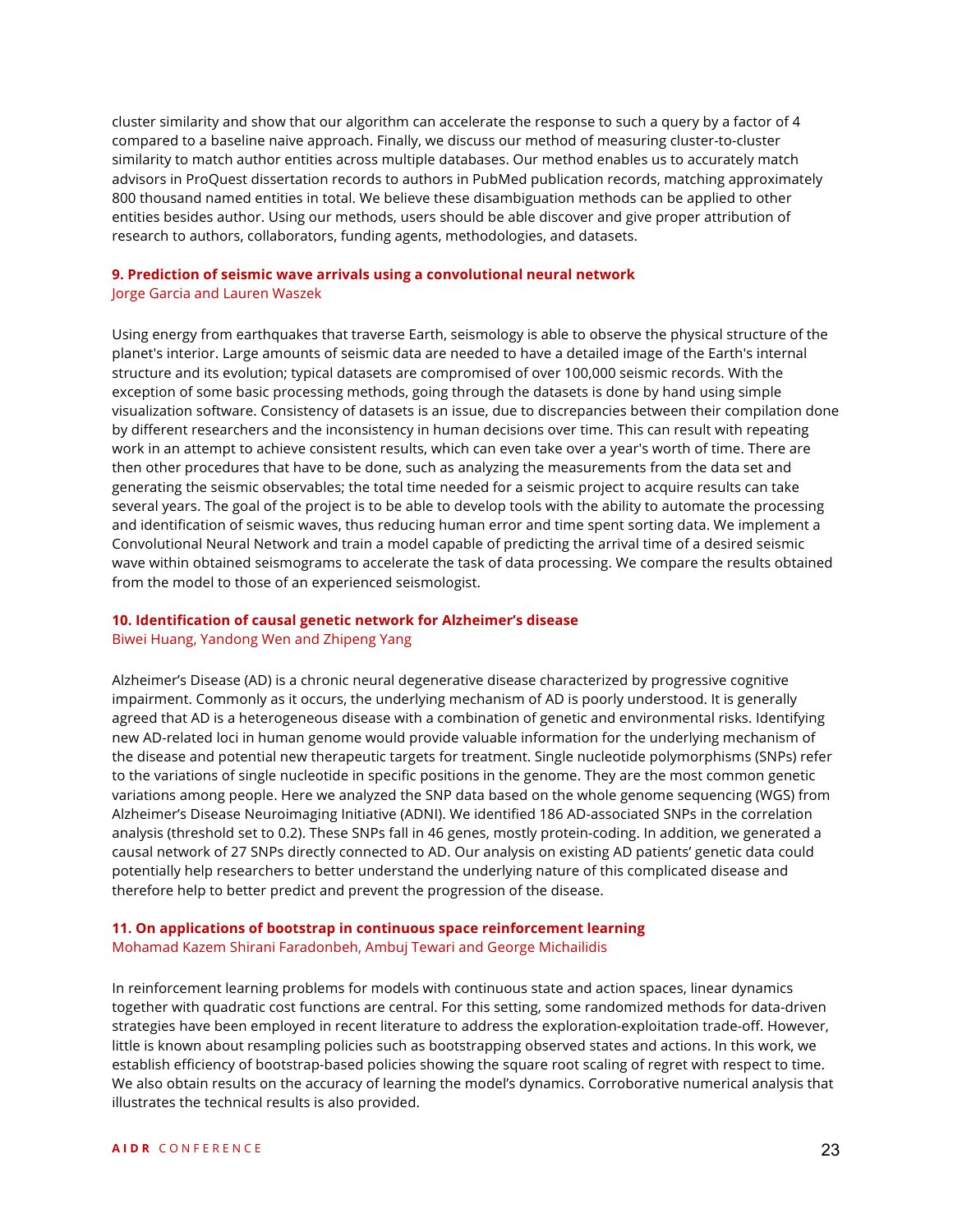cluster similarity and show that our algorithm can accelerate the response to such a query by a factor of 4 compared to a baseline naive approach. Finally, we discuss our method of measuring cluster-to-cluster similarity to match author entities across multiple databases. Our method enables us to accurately match advisors in ProQuest dissertation records to authors in PubMed publication records, matching approximately 800 thousand named entities in total. We believe these disambiguation methods can be applied to other entities besides author. Using our methods, users should be able discover and give proper attribution of research to authors, collaborators, funding agents, methodologies, and datasets.

### 9. Prediction of seismic wave arrivals using a convolutional neural network

Jorge Garcia and Lauren Waszek

Using energy from earthquakes that traverse Earth, seismology is able to observe the physical structure of the planet's interior. Large amounts of seismic data are needed to have a detailed image of the Earth's internal structure and its evolution; typical datasets are compromised of over 100,000 seismic records. With the exception of some basic processing methods, going through the datasets is done by hand using simple visualization software. Consistency of datasets is an issue, due to discrepancies between their compilation done by different researchers and the inconsistency in human decisions over time. This can result with repeating work in an attempt to achieve consistent results, which can even take over a year's worth of time. There are then other procedures that have to be done, such as analyzing the measurements from the data set and generating the seismic observables; the total time needed for a seismic project to acquire results can take several years. The goal of the project is to be able to develop tools with the ability to automate the processing and identification of seismic waves, thus reducing human error and time spent sorting data. We implement a Convolutional Neural Network and train a model capable of predicting the arrival time of a desired seismic wave within obtained seismograms to accelerate the task of data processing. We compare the results obtained from the model to those of an experienced seismologist.

### 10. Identification of causal genetic network for Alzheimer's disease

Biwei Huang, Yandong Wen and Zhipeng Yang

Alzheimer's Disease (AD) is a chronic neural degenerative disease characterized by progressive cognitive impairment. Commonly as it occurs, the underlying mechanism of AD is poorly understood. It is generally agreed that AD is a heterogeneous disease with a combination of genetic and environmental risks. Identifying new AD-related loci in human genome would provide valuable information for the underlying mechanism of the disease and potential new therapeutic targets for treatment. Single nucleotide polymorphisms (SNPs) refer to the variations of single nucleotide in specific positions in the genome. They are the most common genetic variations among people. Here we analyzed the SNP data based on the whole genome sequencing (WGS) from Alzheimer's Disease Neuroimaging Initiative (ADNI). We identified 186 AD-associated SNPs in the correlation analysis (threshold set to 0.2). These SNPs fall in 46 genes, mostly protein-coding. In addition, we generated a causal network of 27 SNPs directly connected to AD. Our analysis on existing AD patients' genetic data could potentially help researchers to better understand the underlying nature of this complicated disease and therefore help to better predict and prevent the progression of the disease.

### 11. On applications of bootstrap in continuous space reinforcement learning

Mohamad Kazem Shirani Faradonbeh, Ambuj Tewari and George Michailidis

In reinforcement learning problems for models with continuous state and action spaces, linear dynamics together with quadratic cost functions are central. For this setting, some randomized methods for data-driven strategies have been employed in recent literature to address the exploration-exploitation trade-off. However, little is known about resampling policies such as bootstrapping observed states and actions. In this work, we establish efficiency of bootstrap-based policies showing the square root scaling of regret with respect to time. We also obtain results on the accuracy of learning the model's dynamics. Corroborative numerical analysis that illustrates the technical results is also provided.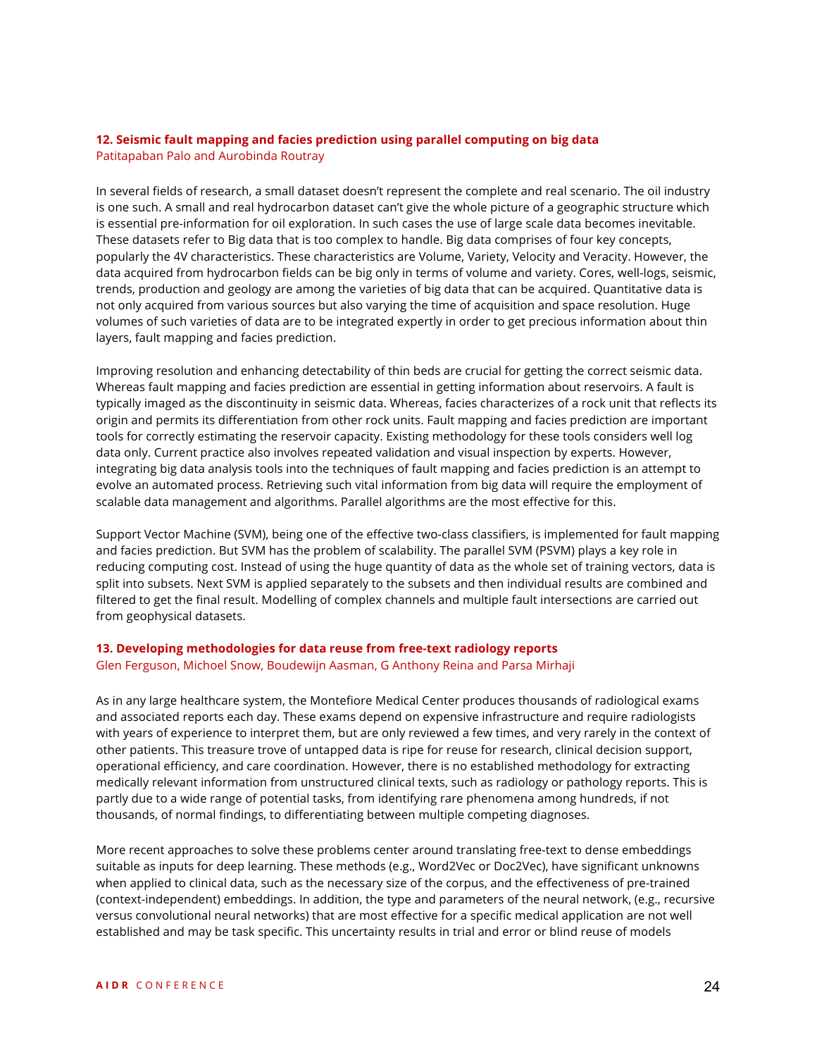### 12. Seismic fault mapping and facies prediction using parallel computing on big data

Patitapaban Palo and Aurobinda Routray

In several fields of research, a small dataset doesn't represent the complete and real scenario. The oil industry is one such. A small and real hydrocarbon dataset can't give the whole picture of a geographic structure which is essential pre-information for oil exploration. In such cases the use of large scale data becomes inevitable. These datasets refer to Big data that is too complex to handle. Big data comprises of four key concepts, popularly the 4V characteristics. These characteristics are Volume, Variety, Velocity and Veracity. However, the data acquired from hydrocarbon fields can be big only in terms of volume and variety. Cores, well-logs, seismic, trends, production and geology are among the varieties of big data that can be acquired. Quantitative data is not only acquired from various sources but also varying the time of acquisition and space resolution. Huge volumes of such varieties of data are to be integrated expertly in order to get precious information about thin layers, fault mapping and facies prediction.

Improving resolution and enhancing detectability of thin beds are crucial for getting the correct seismic data. Whereas fault mapping and facies prediction are essential in getting information about reservoirs. A fault is typically imaged as the discontinuity in seismic data. Whereas, facies characterizes of a rock unit that reflects its origin and permits its differentiation from other rock units. Fault mapping and facies prediction are important tools for correctly estimating the reservoir capacity. Existing methodology for these tools considers well log data only. Current practice also involves repeated validation and visual inspection by experts. However, integrating big data analysis tools into the techniques of fault mapping and facies prediction is an attempt to evolve an automated process. Retrieving such vital information from big data will require the employment of scalable data management and algorithms. Parallel algorithms are the most effective for this.

Support Vector Machine (SVM), being one of the effective two-class classifiers, is implemented for fault mapping and facies prediction. But SVM has the problem of scalability. The parallel SVM (PSVM) plays a key role in reducing computing cost. Instead of using the huge quantity of data as the whole set of training vectors, data is split into subsets. Next SVM is applied separately to the subsets and then individual results are combined and filtered to get the final result. Modelling of complex channels and multiple fault intersections are carried out from geophysical datasets.

### 13. Developing methodologies for data reuse from free-text radiology reports

Glen Ferguson, Michoel Snow, Boudewijn Aasman, G Anthony Reina and Parsa Mirhaji

As in any large healthcare system, the Montefiore Medical Center produces thousands of radiological exams and associated reports each day. These exams depend on expensive infrastructure and require radiologists with years of experience to interpret them, but are only reviewed a few times, and very rarely in the context of other patients. This treasure trove of untapped data is ripe for reuse for research, clinical decision support, operational efficiency, and care coordination. However, there is no established methodology for extracting medically relevant information from unstructured clinical texts, such as radiology or pathology reports. This is partly due to a wide range of potential tasks, from identifying rare phenomena among hundreds, if not thousands, of normal findings, to differentiating between multiple competing diagnoses.

More recent approaches to solve these problems center around translating free-text to dense embeddings suitable as inputs for deep learning. These methods (e.g., Word2Vec or Doc2Vec), have significant unknowns when applied to clinical data, such as the necessary size of the corpus, and the effectiveness of pre-trained (context-independent) embeddings. In addition, the type and parameters of the neural network, (e.g., recursive versus convolutional neural networks) that are most effective for a specific medical application are not well established and may be task specific. This uncertainty results in trial and error or blind reuse of models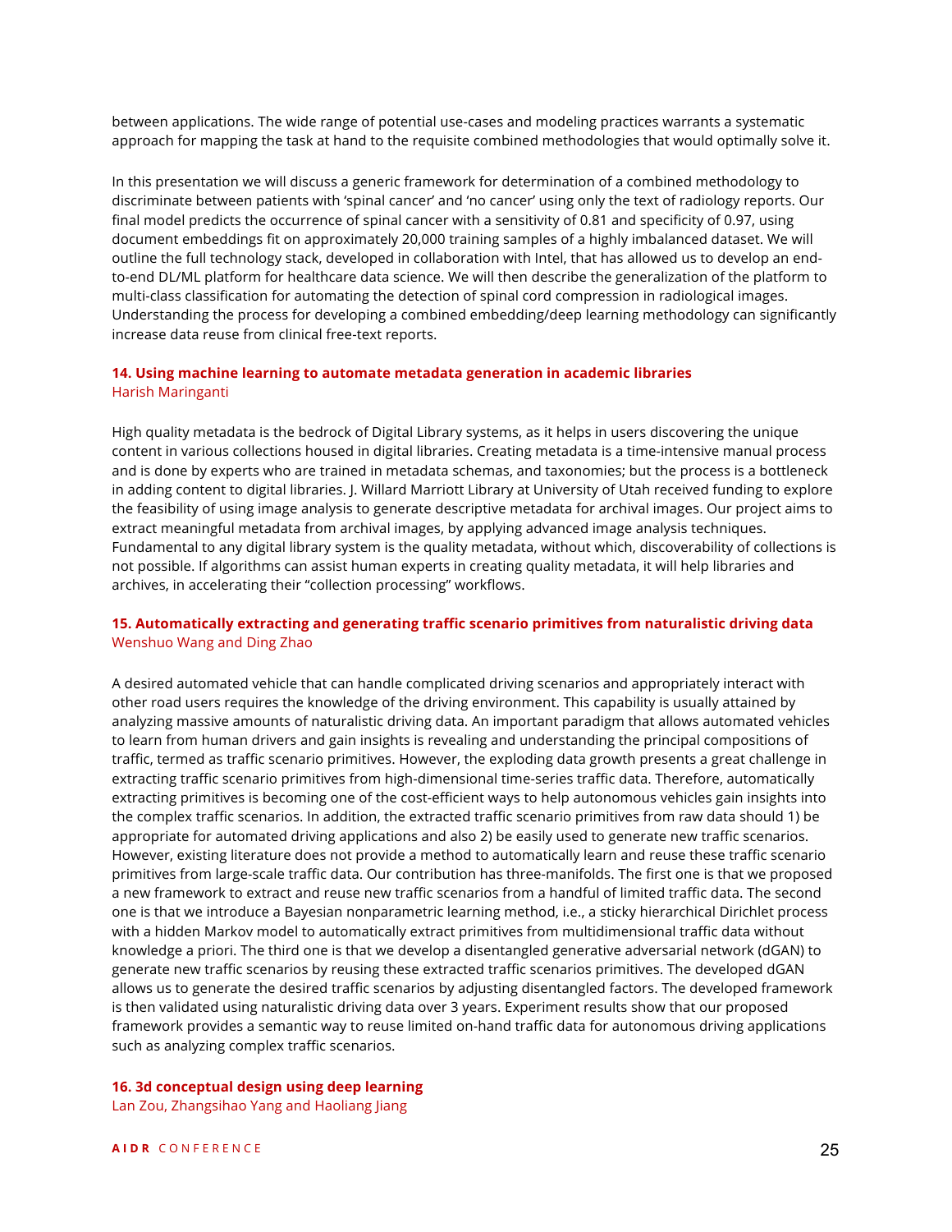between applications. The wide range of potential use-cases and modeling practices warrants a systematic approach for mapping the task at hand to the requisite combined methodologies that would optimally solve it.

In this presentation we will discuss a generic framework for determination of a combined methodology to discriminate between patients with 'spinal cancer' and 'no cancer' using only the text of radiology reports. Our final model predicts the occurrence of spinal cancer with a sensitivity of 0.81 and specificity of 0.97, using document embeddings fit on approximately 20,000 training samples of a highly imbalanced dataset. We will outline the full technology stack, developed in collaboration with Intel, that has allowed us to develop an end-to-end DL/ML platform for healthcare data science. We will then describe the generalization of the platform to multi-class classification for automating the detection of spinal cord compression in radiological images. Understanding the process for developing a combined embedding/deep learning methodology can significantly increase data reuse from clinical free-text reports.

### 14. Using machine learning to automate metadata generation in academic libraries

Harish Maringanti

High quality metadata is the bedrock of Digital Library systems, as it helps in users discovering the unique content in various collections housed in digital libraries. Creating metadata is a time-intensive manual process and is done by experts who are trained in metadata schemas, and taxonomies; but the process is a bottleneck in adding content to digital libraries. J. Willard Marriott Library at University of Utah received funding to explore the feasibility of using image analysis to generate descriptive metadata for archival images. Our project aims to extract meaningful metadata from archival images, by applying advanced image analysis techniques. Fundamental to any digital library system is the quality metadata, without which, discoverability of collections is not possible. If algorithms can assist human experts in creating quality metadata, it will help libraries and archives, in accelerating their "collection processing" workflows.

### 15. Automatically extracting and generating traffic scenario primitives from naturalistic driving data

Wenshuo Wang and Ding Zhao

A desired automated vehicle that can handle complicated driving scenarios and appropriately interact with other road users requires the knowledge of the driving environment. This capability is usually attained by analyzing massive amounts of naturalistic driving data. An important paradigm that allows automated vehicles to learn from human drivers and gain insights is revealing and understanding the principal compositions of traffic, termed as traffic scenario primitives. However, the exploding data growth presents a great challenge in extracting traffic scenario primitives from high-dimensional time-series traffic data. Therefore, automatically extracting primitives is becoming one of the cost-efficient ways to help autonomous vehicles gain insights into the complex traffic scenarios. In addition, the extracted traffic scenario primitives from raw data should 1) be appropriate for automated driving applications and also 2) be easily used to generate new traffic scenarios. However, existing literature does not provide a method to automatically learn and reuse these traffic scenario primitives from large-scale traffic data. Our contribution has three-manifolds. The first one is that we proposed a new framework to extract and reuse new traffic scenarios from a handful of limited traffic data. The second one is that we introduce a Bayesian nonparametric learning method, i.e., a sticky hierarchical Dirichlet process with a hidden Markov model to automatically extract primitives from multidimensional traffic data without knowledge a priori. The third one is that we develop a disentangled generative adversarial network (dGAN) to generate new traffic scenarios by reusing these extracted traffic scenarios primitives. The developed dGAN allows us to generate the desired traffic scenarios by adjusting disentangled factors. The developed framework is then validated using naturalistic driving data over 3 years. Experiment results show that our proposed framework provides a semantic way to reuse limited on-hand traffic data for autonomous driving applications such as analyzing complex traffic scenarios.

### 16. 3d conceptual design using deep learning

Lan Zou, Zhangsihao Yang and Haoliang Jiang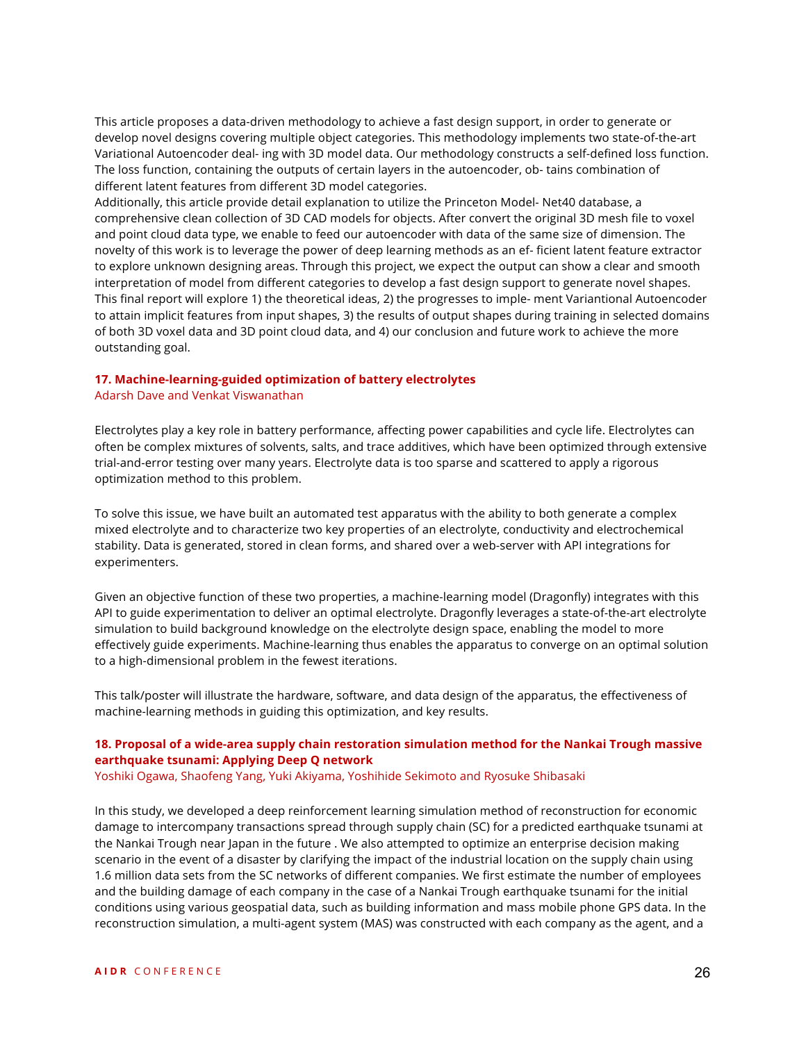This article proposes a data-driven methodology to achieve a fast design support, in order to generate or develop novel designs covering multiple object categories. This methodology implements two state-of-the-art Variational Autoencoder deal- ing with 3D model data. Our methodology constructs a self-defined loss function. The loss function, containing the outputs of certain layers in the autoencoder, ob- tains combination of different latent features from different 3D model categories.
Additionally, this article provide detail explanation to utilize the Princeton Model- Net40 database, a comprehensive clean collection of 3D CAD models for objects. After convert the original 3D mesh file to voxel and point cloud data type, we enable to feed our autoencoder with data of the same size of dimension. The novelty of this work is to leverage the power of deep learning methods as an ef- ficient latent feature extractor to explore unknown designing areas. Through this project, we expect the output can show a clear and smooth interpretation of model from different categories to develop a fast design support to generate novel shapes. This final report will explore 1) the theoretical ideas, 2) the progresses to imple- ment Variantional Autoencoder to attain implicit features from input shapes, 3) the results of output shapes during training in selected domains of both 3D voxel data and 3D point cloud data, and 4) our conclusion and future work to achieve the more outstanding goal.

### 17. Machine-learning-guided optimization of battery electrolytes

Adarsh Dave and Venkat Viswanathan

Electrolytes play a key role in battery performance, affecting power capabilities and cycle life. Electrolytes can often be complex mixtures of solvents, salts, and trace additives, which have been optimized through extensive trial-and-error testing over many years. Electrolyte data is too sparse and scattered to apply a rigorous optimization method to this problem.

To solve this issue, we have built an automated test apparatus with the ability to both generate a complex mixed electrolyte and to characterize two key properties of an electrolyte, conductivity and electrochemical stability. Data is generated, stored in clean forms, and shared over a web-server with API integrations for experimenters.

Given an objective function of these two properties, a machine-learning model (Dragonfly) integrates with this API to guide experimentation to deliver an optimal electrolyte. Dragonfly leverages a state-of-the-art electrolyte simulation to build background knowledge on the electrolyte design space, enabling the model to more effectively guide experiments. Machine-learning thus enables the apparatus to converge on an optimal solution to a high-dimensional problem in the fewest iterations.

This talk/poster will illustrate the hardware, software, and data design of the apparatus, the effectiveness of machine-learning methods in guiding this optimization, and key results.

### 18. Proposal of a wide-area supply chain restoration simulation method for the Nankai Trough massive earthquake tsunami: Applying Deep Q network

Yoshiki Ogawa, Shaofeng Yang, Yuki Akiyama, Yoshihide Sekimoto and Ryosuke Shibasaki

In this study, we developed a deep reinforcement learning simulation method of reconstruction for economic damage to intercompany transactions spread through supply chain (SC) for a predicted earthquake tsunami at the Nankai Trough near Japan in the future . We also attempted to optimize an enterprise decision making scenario in the event of a disaster by clarifying the impact of the industrial location on the supply chain using 1.6 million data sets from the SC networks of different companies. We first estimate the number of employees and the building damage of each company in the case of a Nankai Trough earthquake tsunami for the initial conditions using various geospatial data, such as building information and mass mobile phone GPS data. In the reconstruction simulation, a multi-agent system (MAS) was constructed with each company as the agent, and a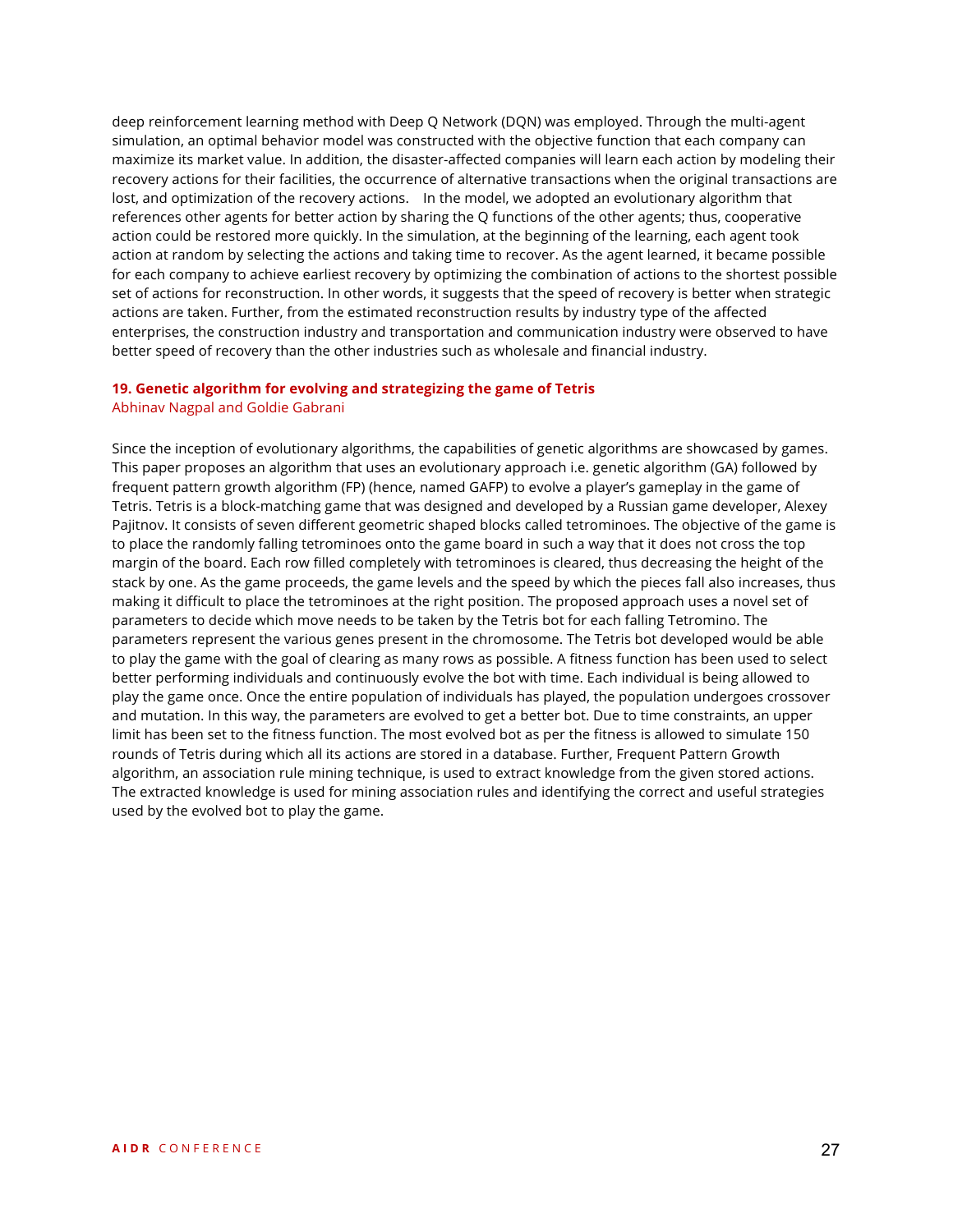deep reinforcement learning method with Deep Q Network (DQN) was employed. Through the multi-agent simulation, an optimal behavior model was constructed with the objective function that each company can maximize its market value. In addition, the disaster-affected companies will learn each action by modeling their recovery actions for their facilities, the occurrence of alternative transactions when the original transactions are lost, and optimization of the recovery actions.   In the model, we adopted an evolutionary algorithm that references other agents for better action by sharing the Q functions of the other agents; thus, cooperative action could be restored more quickly. In the simulation, at the beginning of the learning, each agent took action at random by selecting the actions and taking time to recover. As the agent learned, it became possible for each company to achieve earliest recovery by optimizing the combination of actions to the shortest possible set of actions for reconstruction. In other words, it suggests that the speed of recovery is better when strategic actions are taken. Further, from the estimated reconstruction results by industry type of the affected enterprises, the construction industry and transportation and communication industry were observed to have better speed of recovery than the other industries such as wholesale and financial industry.

### 19. Genetic algorithm for evolving and strategizing the game of Tetris

Abhinav Nagpal and Goldie Gabrani

Since the inception of evolutionary algorithms, the capabilities of genetic algorithms are showcased by games. This paper proposes an algorithm that uses an evolutionary approach i.e. genetic algorithm (GA) followed by frequent pattern growth algorithm (FP) (hence, named GAFP) to evolve a player's gameplay in the game of Tetris. Tetris is a block-matching game that was designed and developed by a Russian game developer, Alexey Pajitnov. It consists of seven different geometric shaped blocks called tetrominoes. The objective of the game is to place the randomly falling tetrominoes onto the game board in such a way that it does not cross the top margin of the board. Each row filled completely with tetrominoes is cleared, thus decreasing the height of the stack by one. As the game proceeds, the game levels and the speed by which the pieces fall also increases, thus making it difficult to place the tetrominoes at the right position. The proposed approach uses a novel set of parameters to decide which move needs to be taken by the Tetris bot for each falling Tetromino. The parameters represent the various genes present in the chromosome. The Tetris bot developed would be able to play the game with the goal of clearing as many rows as possible. A fitness function has been used to select better performing individuals and continuously evolve the bot with time. Each individual is being allowed to play the game once. Once the entire population of individuals has played, the population undergoes crossover and mutation. In this way, the parameters are evolved to get a better bot. Due to time constraints, an upper limit has been set to the fitness function. The most evolved bot as per the fitness is allowed to simulate 150 rounds of Tetris during which all its actions are stored in a database. Further, Frequent Pattern Growth algorithm, an association rule mining technique, is used to extract knowledge from the given stored actions. The extracted knowledge is used for mining association rules and identifying the correct and useful strategies used by the evolved bot to play the game.